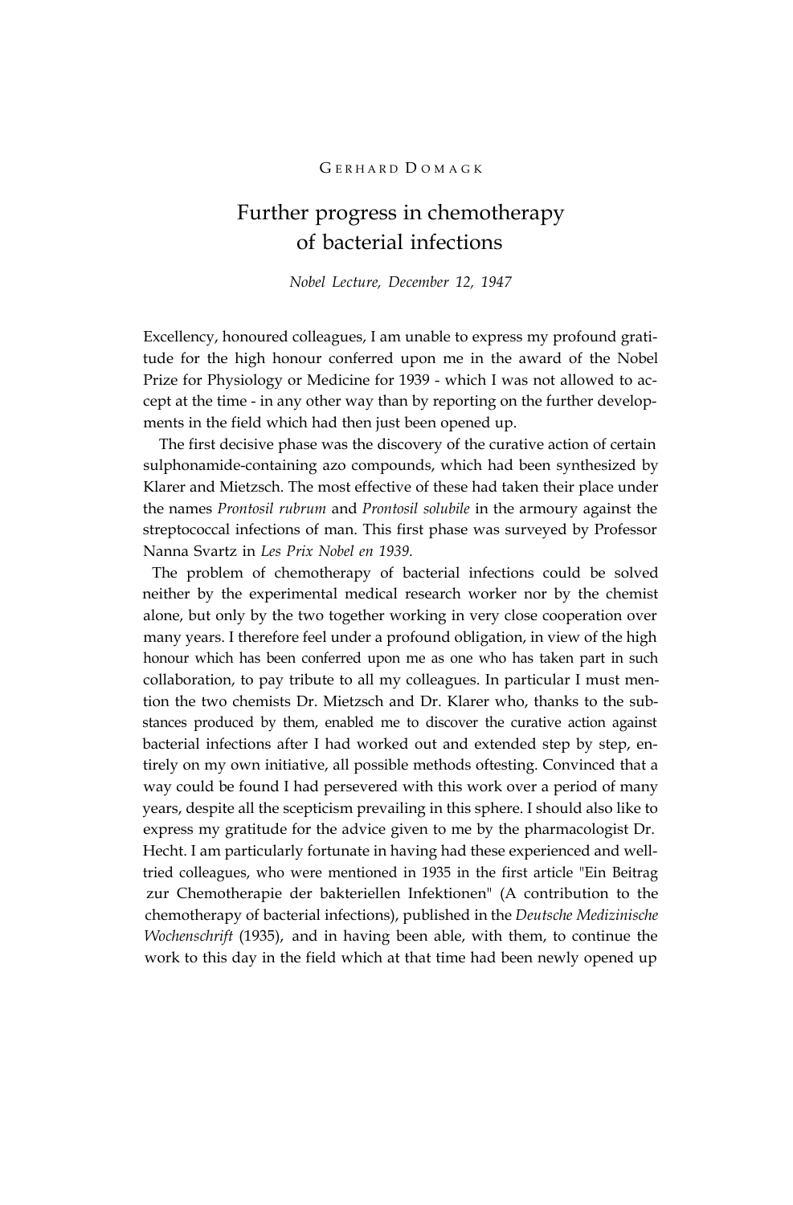GERHARD DOMAGK

# Further progress in chemotherapy of bacterial infections

*Nobel Lecture, December 12, 1947*

Excellency, honoured colleagues, I am unable to express my profound gratitude for the high honour conferred upon me in the award of the Nobel Prize for Physiology or Medicine for 1939 - which I was not allowed to accept at the time - in any other way than by reporting on the further developments in the field which had then just been opened up.

The first decisive phase was the discovery of the curative action of certain sulphonamide-containing azo compounds, which had been synthesized by Klarer and Mietzsch. The most effective of these had taken their place under the names *Prontosil rubrum* and *Prontosil solubile* in the armoury against the streptococcal infections of man. This first phase was surveyed by Professor Nanna Svartz in *Les Prix Nobel en 1939.*

The problem of chemotherapy of bacterial infections could be solved neither by the experimental medical research worker nor by the chemist alone, but only by the two together working in very close cooperation over many years. I therefore feel under a profound obligation, in view of the high honour which has been conferred upon me as one who has taken part in such collaboration, to pay tribute to all my colleagues. In particular I must mention the two chemists Dr. Mietzsch and Dr. Klarer who, thanks to the substances produced by them, enabled me to discover the curative action against bacterial infections after I had worked out and extended step by step, entirely on my own initiative, all possible methods oftesting. Convinced that a way could be found I had persevered with this work over a period of many years, despite all the scepticism prevailing in this sphere. I should also like to express my gratitude for the advice given to me by the pharmacologist Dr. Hecht. I am particularly fortunate in having had these experienced and well-tried colleagues, who were mentioned in 1935 in the first article "Ein Beitrag zur Chemotherapie der bakteriellen Infektionen" (A contribution to the chemotherapy of bacterial infections), published in the *Deutsche Medizinische Wochenschrift* (1935), and in having been able, with them, to continue the work to this day in the field which at that time had been newly opened up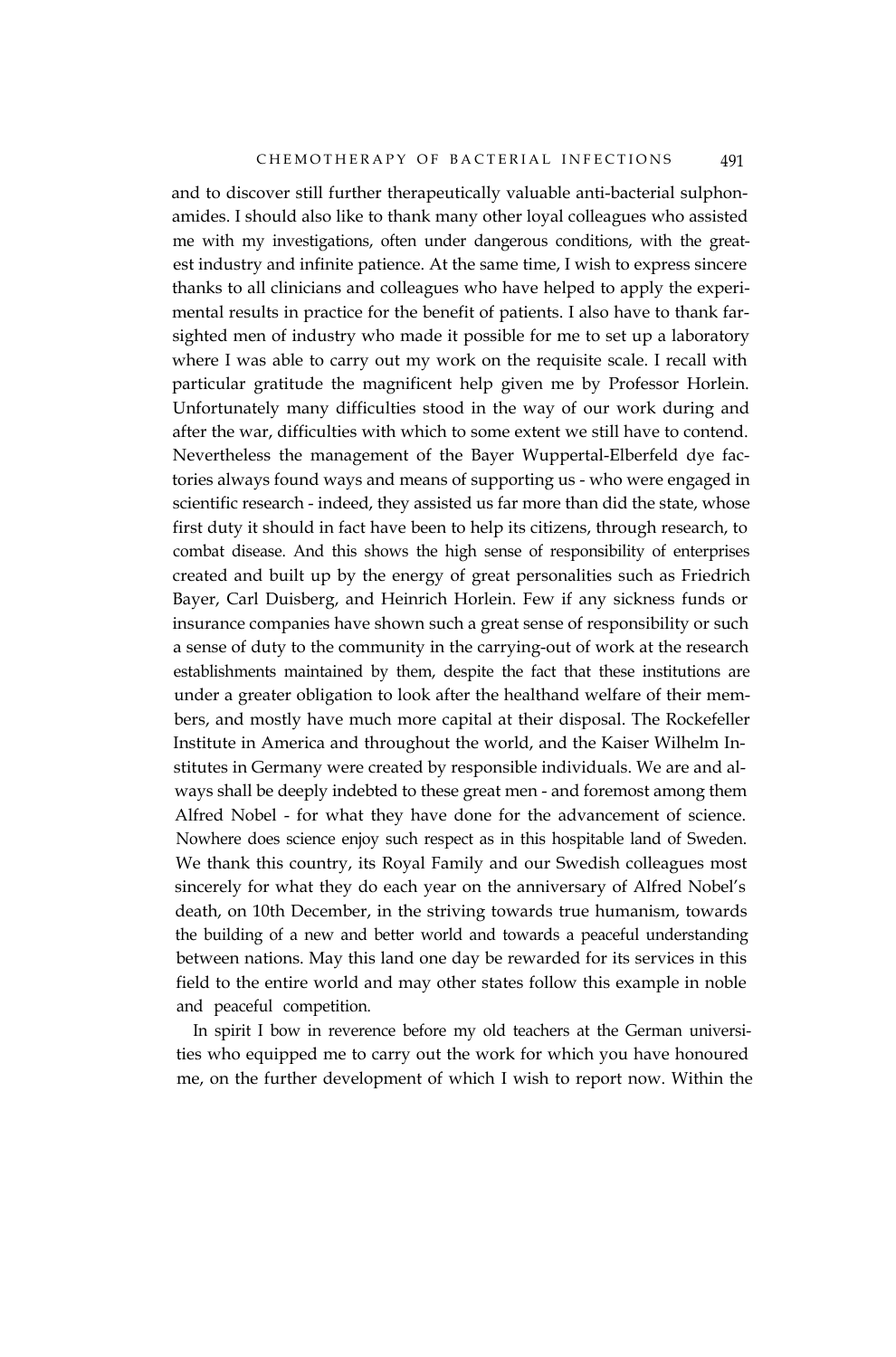and to discover still further therapeutically valuable anti-bacterial sulphonamides. I should also like to thank many other loyal colleagues who assisted me with my investigations, often under dangerous conditions, with the greatest industry and infinite patience. At the same time, I wish to express sincere thanks to all clinicians and colleagues who have helped to apply the experimental results in practice for the benefit of patients. I also have to thank far-sighted men of industry who made it possible for me to set up a laboratory where I was able to carry out my work on the requisite scale. I recall with particular gratitude the magnificent help given me by Professor Horlein. Unfortunately many difficulties stood in the way of our work during and after the war, difficulties with which to some extent we still have to contend. Nevertheless the management of the Bayer Wuppertal-Elberfeld dye factories always found ways and means of supporting us - who were engaged in scientific research - indeed, they assisted us far more than did the state, whose first duty it should in fact have been to help its citizens, through research, to combat disease. And this shows the high sense of responsibility of enterprises created and built up by the energy of great personalities such as Friedrich Bayer, Carl Duisberg, and Heinrich Horlein. Few if any sickness funds or insurance companies have shown such a great sense of responsibility or such a sense of duty to the community in the carrying-out of work at the research establishments maintained by them, despite the fact that these institutions are under a greater obligation to look after the healthand welfare of their members, and mostly have much more capital at their disposal. The Rockefeller Institute in America and throughout the world, and the Kaiser Wilhelm Institutes in Germany were created by responsible individuals. We are and always shall be deeply indebted to these great men - and foremost among them Alfred Nobel - for what they have done for the advancement of science. Nowhere does science enjoy such respect as in this hospitable land of Sweden. We thank this country, its Royal Family and our Swedish colleagues most sincerely for what they do each year on the anniversary of Alfred Nobel's death, on 10th December, in the striving towards true humanism, towards the building of a new and better world and towards a peaceful understanding between nations. May this land one day be rewarded for its services in this field to the entire world and may other states follow this example in noble and peaceful competition.

In spirit I bow in reverence before my old teachers at the German universities who equipped me to carry out the work for which you have honoured me, on the further development of which I wish to report now. Within the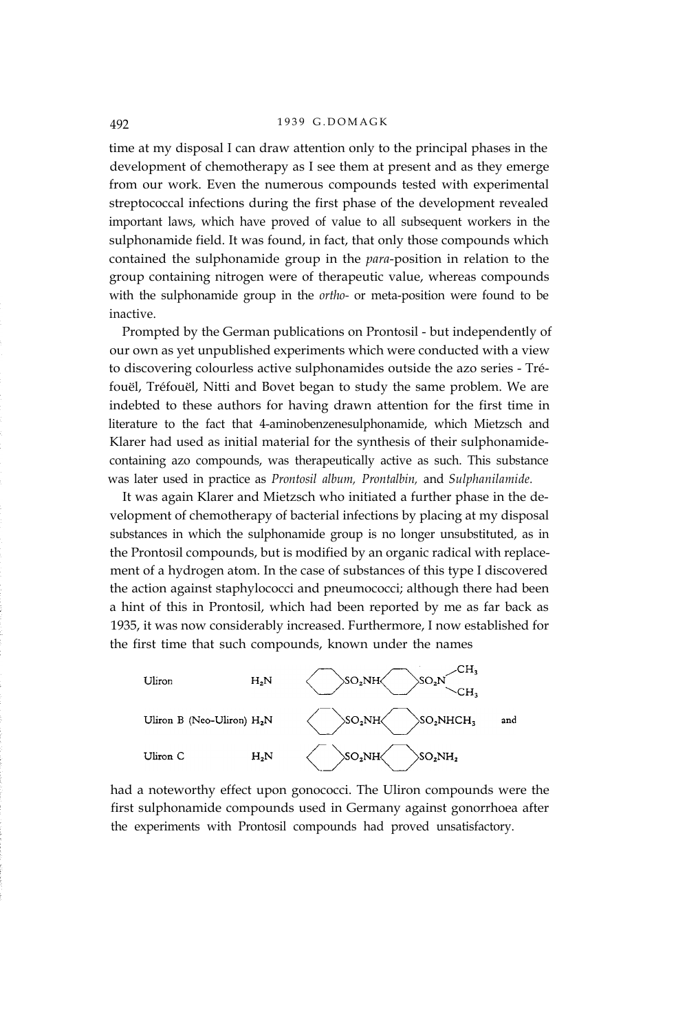time at my disposal I can draw attention only to the principal phases in the development of chemotherapy as I see them at present and as they emerge from our work. Even the numerous compounds tested with experimental streptococcal infections during the first phase of the development revealed important laws, which have proved of value to all subsequent workers in the sulphonamide field. It was found, in fact, that only those compounds which contained the sulphonamide group in the *para*-position in relation to the group containing nitrogen were of therapeutic value, whereas compounds with the sulphonamide group in the *ortho*- or meta-position were found to be inactive.

Prompted by the German publications on Prontosil - but independently of our own as yet unpublished experiments which were conducted with a view to discovering colourless active sulphonamides outside the azo series - Tréfouël, Tréfouël, Nitti and Bovet began to study the same problem. We are indebted to these authors for having drawn attention for the first time in literature to the fact that 4-aminobenzenesulphonamide, which Mietzsch and Klarer had used as initial material for the synthesis of their sulphonamide-containing azo compounds, was therapeutically active as such. This substance was later used in practice as *Prontosil album, Prontalbin,* and *Sulphanilamide.*

It was again Klarer and Mietzsch who initiated a further phase in the development of chemotherapy of bacterial infections by placing at my disposal substances in which the sulphonamide group is no longer unsubstituted, as in the Prontosil compounds, but is modified by an organic radical with replacement of a hydrogen atom. In the case of substances of this type I discovered the action against staphylococci and pneumococci; although there had been a hint of this in Prontosil, which had been reported by me as far back as 1935, it was now considerably increased. Furthermore, I now established for the first time that such compounds, known under the names

Uliron $H_2N-C_6H_4-SO_2NH-C_6H_4-SO_2N(CH_3)_2$

Uliron B (Neo-Uliron) $H_2N-C_6H_4-SO_2NH-C_6H_4-SO_2NHCH_3$ and

Uliron C $H_2N-C_6H_4-SO_2NH-C_6H_4-SO_2NH_2$

had a noteworthy effect upon gonococci. The Uliron compounds were the first sulphonamide compounds used in Germany against gonorrhoea after the experiments with Prontosil compounds had proved unsatisfactory.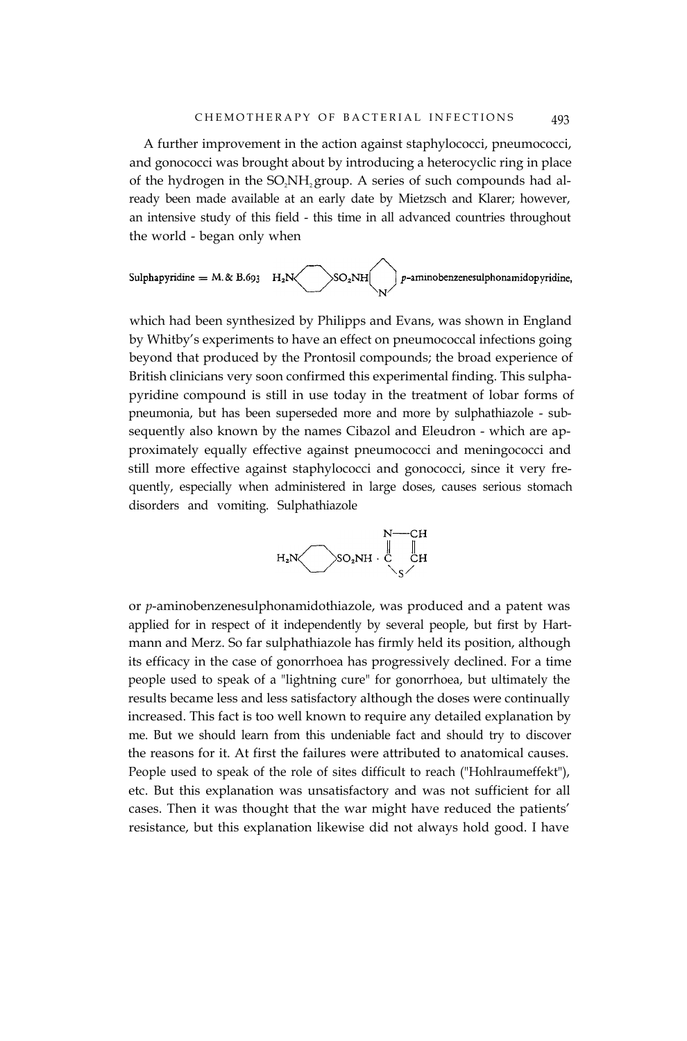A further improvement in the action against staphylococci, pneumococci, and gonococci was brought about by introducing a heterocyclic ring in place of the hydrogen in the $SO_2NH_2$ group. A series of such compounds had already been made available at an early date by Mietzsch and Klarer; however, an intensive study of this field - this time in all advanced countries throughout the world - began only when

Sulphapyridine = M.& B.693 $H_2N$⟨ ⟩$SO_2NH$⟨ N ⟩ *p*-aminobenzenesulphonamidopyridine,

which had been synthesized by Philipps and Evans, was shown in England by Whitby's experiments to have an effect on pneumococcal infections going beyond that produced by the Prontosil compounds; the broad experience of British clinicians very soon confirmed this experimental finding. This sulphapyridine compound is still in use today in the treatment of lobar forms of pneumonia, but has been superseded more and more by sulphathiazole - subsequently also known by the names Cibazol and Eleudron - which are approximately equally effective against pneumococci and meningococci and still more effective against staphylococci and gonococci, since it very frequently, especially when administered in large doses, causes serious stomach disorders and vomiting. Sulphathiazole

$H_2N$⟨ ⟩$SO_2NH \cdot C$ (N—CH, CH, S)

or *p*-aminobenzenesulphonamidothiazole, was produced and a patent was applied for in respect of it independently by several people, but first by Hartmann and Merz. So far sulphathiazole has firmly held its position, although its efficacy in the case of gonorrhoea has progressively declined. For a time people used to speak of a "lightning cure" for gonorrhoea, but ultimately the results became less and less satisfactory although the doses were continually increased. This fact is too well known to require any detailed explanation by me. But we should learn from this undeniable fact and should try to discover the reasons for it. At first the failures were attributed to anatomical causes. People used to speak of the role of sites difficult to reach ("Hohlraumeffekt"), etc. But this explanation was unsatisfactory and was not sufficient for all cases. Then it was thought that the war might have reduced the patients' resistance, but this explanation likewise did not always hold good. I have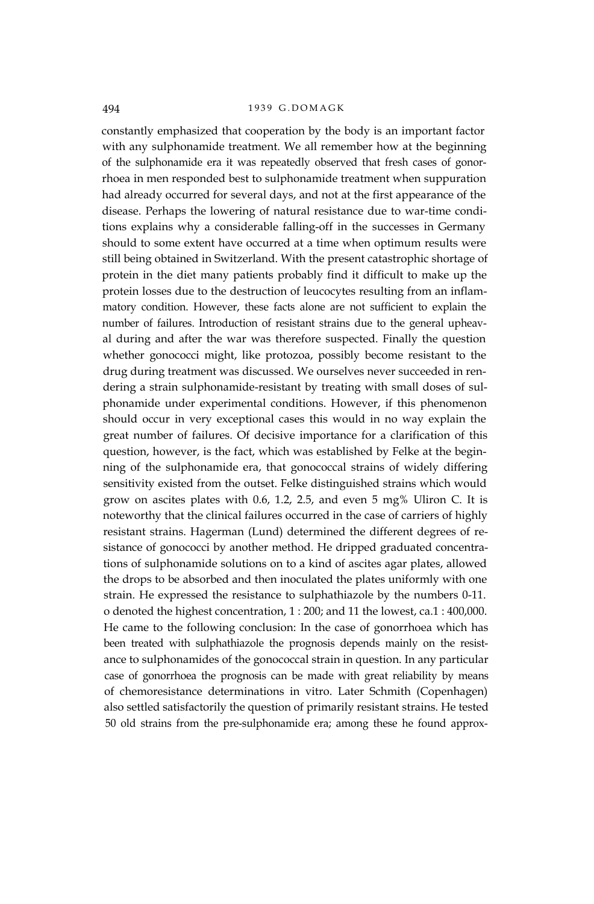constantly emphasized that cooperation by the body is an important factor with any sulphonamide treatment. We all remember how at the beginning of the sulphonamide era it was repeatedly observed that fresh cases of gonorrhoea in men responded best to sulphonamide treatment when suppuration had already occurred for several days, and not at the first appearance of the disease. Perhaps the lowering of natural resistance due to war-time conditions explains why a considerable falling-off in the successes in Germany should to some extent have occurred at a time when optimum results were still being obtained in Switzerland. With the present catastrophic shortage of protein in the diet many patients probably find it difficult to make up the protein losses due to the destruction of leucocytes resulting from an inflammatory condition. However, these facts alone are not sufficient to explain the number of failures. Introduction of resistant strains due to the general upheaval during and after the war was therefore suspected. Finally the question whether gonococci might, like protozoa, possibly become resistant to the drug during treatment was discussed. We ourselves never succeeded in rendering a strain sulphonamide-resistant by treating with small doses of sulphonamide under experimental conditions. However, if this phenomenon should occur in very exceptional cases this would in no way explain the great number of failures. Of decisive importance for a clarification of this question, however, is the fact, which was established by Felke at the beginning of the sulphonamide era, that gonococcal strains of widely differing sensitivity existed from the outset. Felke distinguished strains which would grow on ascites plates with 0.6, 1.2, 2.5, and even 5 mg% Uliron C. It is noteworthy that the clinical failures occurred in the case of carriers of highly resistant strains. Hagerman (Lund) determined the different degrees of resistance of gonococci by another method. He dripped graduated concentrations of sulphonamide solutions on to a kind of ascites agar plates, allowed the drops to be absorbed and then inoculated the plates uniformly with one strain. He expressed the resistance to sulphathiazole by the numbers 0-11. o denoted the highest concentration, 1 : 200; and 11 the lowest, ca.1 : 400,000. He came to the following conclusion: In the case of gonorrhoea which has been treated with sulphathiazole the prognosis depends mainly on the resistance to sulphonamides of the gonococcal strain in question. In any particular case of gonorrhoea the prognosis can be made with great reliability by means of chemoresistance determinations in vitro. Later Schmith (Copenhagen) also settled satisfactorily the question of primarily resistant strains. He tested 50 old strains from the pre-sulphonamide era; among these he found approx-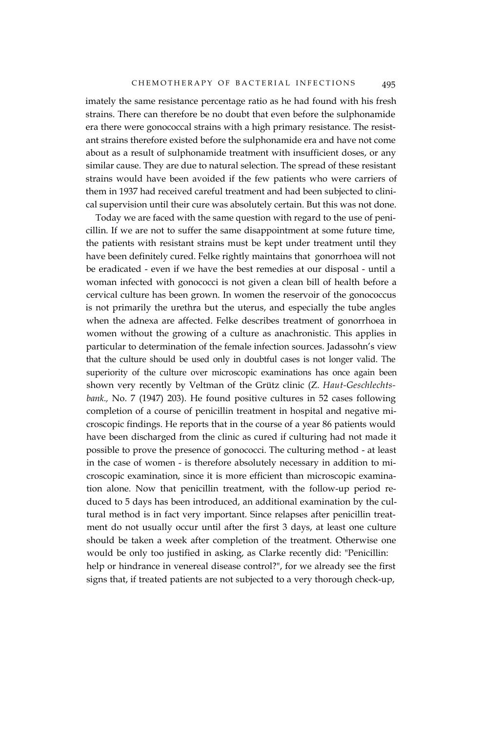imately the same resistance percentage ratio as he had found with his fresh strains. There can therefore be no doubt that even before the sulphonamide era there were gonococcal strains with a high primary resistance. The resistant strains therefore existed before the sulphonamide era and have not come about as a result of sulphonamide treatment with insufficient doses, or any similar cause. They are due to natural selection. The spread of these resistant strains would have been avoided if the few patients who were carriers of them in 1937 had received careful treatment and had been subjected to clinical supervision until their cure was absolutely certain. But this was not done.

Today we are faced with the same question with regard to the use of penicillin. If we are not to suffer the same disappointment at some future time, the patients with resistant strains must be kept under treatment until they have been definitely cured. Felke rightly maintains that gonorrhoea will not be eradicated - even if we have the best remedies at our disposal - until a woman infected with gonococci is not given a clean bill of health before a cervical culture has been grown. In women the reservoir of the gonococcus is not primarily the urethra but the uterus, and especially the tube angles when the adnexa are affected. Felke describes treatment of gonorrhoea in women without the growing of a culture as anachronistic. This applies in particular to determination of the female infection sources. Jadassohn's view that the culture should be used only in doubtful cases is not longer valid. The superiority of the culture over microscopic examinations has once again been shown very recently by Veltman of the Grütz clinic (*Z. Haut-Geschlechtsbank.*, No. 7 (1947) 203). He found positive cultures in 52 cases following completion of a course of penicillin treatment in hospital and negative microscopic findings. He reports that in the course of a year 86 patients would have been discharged from the clinic as cured if culturing had not made it possible to prove the presence of gonococci. The culturing method - at least in the case of women - is therefore absolutely necessary in addition to microscopic examination, since it is more efficient than microscopic examination alone. Now that penicillin treatment, with the follow-up period reduced to 5 days has been introduced, an additional examination by the cultural method is in fact very important. Since relapses after penicillin treatment do not usually occur until after the first 3 days, at least one culture should be taken a week after completion of the treatment. Otherwise one would be only too justified in asking, as Clarke recently did: "Penicillin: help or hindrance in venereal disease control?", for we already see the first signs that, if treated patients are not subjected to a very thorough check-up,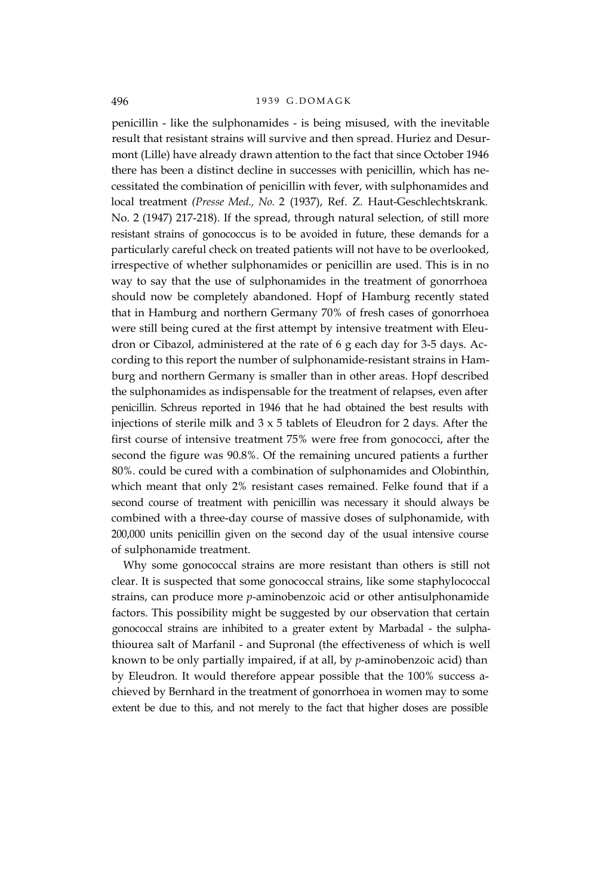penicillin - like the sulphonamides - is being misused, with the inevitable result that resistant strains will survive and then spread. Huriez and Desurmont (Lille) have already drawn attention to the fact that since October 1946 there has been a distinct decline in successes with penicillin, which has necessitated the combination of penicillin with fever, with sulphonamides and local treatment *(Presse Med., No.* 2 (1937), Ref. Z. Haut-Geschlechtskrank. No. 2 (1947) 217-218). If the spread, through natural selection, of still more resistant strains of gonococcus is to be avoided in future, these demands for a particularly careful check on treated patients will not have to be overlooked, irrespective of whether sulphonamides or penicillin are used. This is in no way to say that the use of sulphonamides in the treatment of gonorrhoea should now be completely abandoned. Hopf of Hamburg recently stated that in Hamburg and northern Germany 70% of fresh cases of gonorrhoea were still being cured at the first attempt by intensive treatment with Eleudron or Cibazol, administered at the rate of 6 g each day for 3-5 days. According to this report the number of sulphonamide-resistant strains in Hamburg and northern Germany is smaller than in other areas. Hopf described the sulphonamides as indispensable for the treatment of relapses, even after penicillin. Schreus reported in 1946 that he had obtained the best results with injections of sterile milk and 3 x 5 tablets of Eleudron for 2 days. After the first course of intensive treatment 75% were free from gonococci, after the second the figure was 90.8%. Of the remaining uncured patients a further 80%. could be cured with a combination of sulphonamides and Olobinthin, which meant that only 2% resistant cases remained. Felke found that if a second course of treatment with penicillin was necessary it should always be combined with a three-day course of massive doses of sulphonamide, with 200,000 units penicillin given on the second day of the usual intensive course of sulphonamide treatment.

Why some gonococcal strains are more resistant than others is still not clear. It is suspected that some gonococcal strains, like some staphylococcal strains, can produce more *p*-aminobenzoic acid or other antisulphonamide factors. This possibility might be suggested by our observation that certain gonococcal strains are inhibited to a greater extent by Marbadal - the sulphathiourea salt of Marfanil - and Supronal (the effectiveness of which is well known to be only partially impaired, if at all, by *p*-aminobenzoic acid) than by Eleudron. It would therefore appear possible that the 100% success achieved by Bernhard in the treatment of gonorrhoea in women may to some extent be due to this, and not merely to the fact that higher doses are possible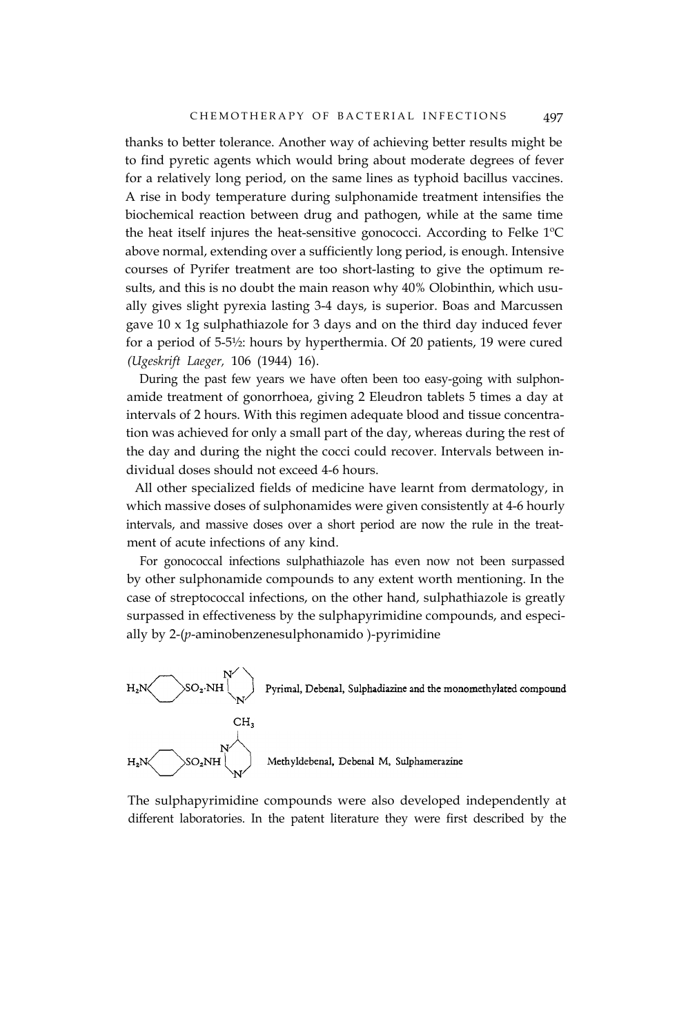thanks to better tolerance. Another way of achieving better results might be to find pyretic agents which would bring about moderate degrees of fever for a relatively long period, on the same lines as typhoid bacillus vaccines. A rise in body temperature during sulphonamide treatment intensifies the biochemical reaction between drug and pathogen, while at the same time the heat itself injures the heat-sensitive gonococci. According to Felke 1ºC above normal, extending over a sufficiently long period, is enough. Intensive courses of Pyrifer treatment are too short-lasting to give the optimum results, and this is no doubt the main reason why 40% Olobinthin, which usually gives slight pyrexia lasting 3-4 days, is superior. Boas and Marcussen gave 10 x 1g sulphathiazole for 3 days and on the third day induced fever for a period of 5-5½: hours by hyperthermia. Of 20 patients, 19 were cured *(Ugeskrift Laeger,* 106 (1944) 16).

During the past few years we have often been too easy-going with sulphonamide treatment of gonorrhoea, giving 2 Eleudron tablets 5 times a day at intervals of 2 hours. With this regimen adequate blood and tissue concentration was achieved for only a small part of the day, whereas during the rest of the day and during the night the cocci could recover. Intervals between individual doses should not exceed 4-6 hours.

All other specialized fields of medicine have learnt from dermatology, in which massive doses of sulphonamides were given consistently at 4-6 hourly intervals, and massive doses over a short period are now the rule in the treatment of acute infections of any kind.

For gonococcal infections sulphathiazole has even now not been surpassed by other sulphonamide compounds to any extent worth mentioning. In the case of streptococcal infections, on the other hand, sulphathiazole is greatly surpassed in effectiveness by the sulphapyrimidine compounds, and especially by 2-(*p*-aminobenzenesulphonamido )-pyrimidine

$H_2N$–C₆H₄–$SO_2 \cdot NH$–pyrimidine    Pyrimal, Debenal, Sulphadiazine and the monomethylated compound

$H_2N$–C₆H₄–$SO_2NH$–(methyl)pyrimidine ($CH_3$)    Methyldebenal, Debenal M, Sulphamerazine

The sulphapyrimidine compounds were also developed independently at different laboratories. In the patent literature they were first described by the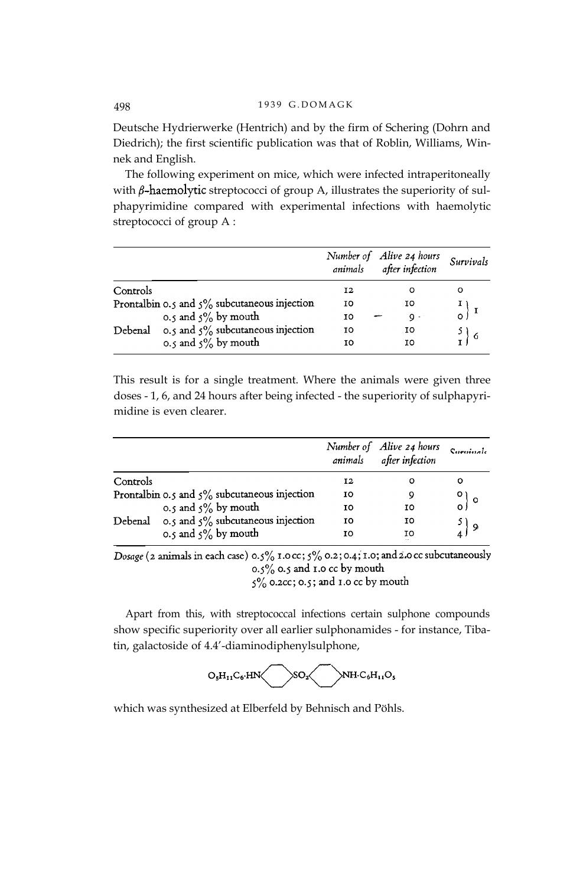Deutsche Hydrierwerke (Hentrich) and by the firm of Schering (Dohrn and Diedrich); the first scientific publication was that of Roblin, Williams, Winnek and English.

The following experiment on mice, which were infected intraperitoneally with β-haemolytic streptococci of group A, illustrates the superiority of sulphapyrimidine compared with experimental infections with haemolytic streptococci of group A :

| | | *Number of animals* | *Alive 24 hours after infection* | *Survivals* | |
|---|---|---|---|---|---|
| Controls | | 12 | 0 | 0 | |
| Prontalbin | 0.5 and 5% subcutaneous injection | 10 | 10 | 1 | 1 |
| | 0.5 and 5% by mouth | 10 | 9 | 0 | |
| Debenal | 0.5 and 5% subcutaneous injection | 10 | 10 | 5 | 6 |
| | 0.5 and 5% by mouth | 10 | 10 | 1 | |

This result is for a single treatment. Where the animals were given three doses - 1, 6, and 24 hours after being infected - the superiority of sulphapyrimidine is even clearer.

| | | *Number of animals* | *Alive 24 hours after infection* | *Survivals* | |
|---|---|---|---|---|---|
| Controls | | 12 | 0 | 0 | |
| Prontalbin | 0.5 and 5% subcutaneous injection | 10 | 9 | 0 | 0 |
| | 0.5 and 5% by mouth | 10 | 10 | 0 | |
| Debenal | 0.5 and 5% subcutaneous injection | 10 | 10 | 5 | 9 |
| | 0.5 and 5% by mouth | 10 | 10 | 4 | |

*Dosage* (2 animals in each case) 0.5% 1.0 cc; 5% 0.2; 0.4; 1.0; and 2.0 cc subcutaneously
0.5% 0.5 and 1.0 cc by mouth
5% 0.2cc; 0.5; and 1.0 cc by mouth

Apart from this, with streptococcal infections certain sulphone compounds show specific superiority over all earlier sulphonamides - for instance, Tibatin, galactoside of 4.4'-diaminodiphenylsulphone,

$$O_5H_{11}C_6\text{-}HN\text{-}C_6H_4\text{-}SO_2\text{-}C_6H_4\text{-}NH\text{-}C_6H_{11}O_5$$

which was synthesized at Elberfeld by Behnisch and Pöhls.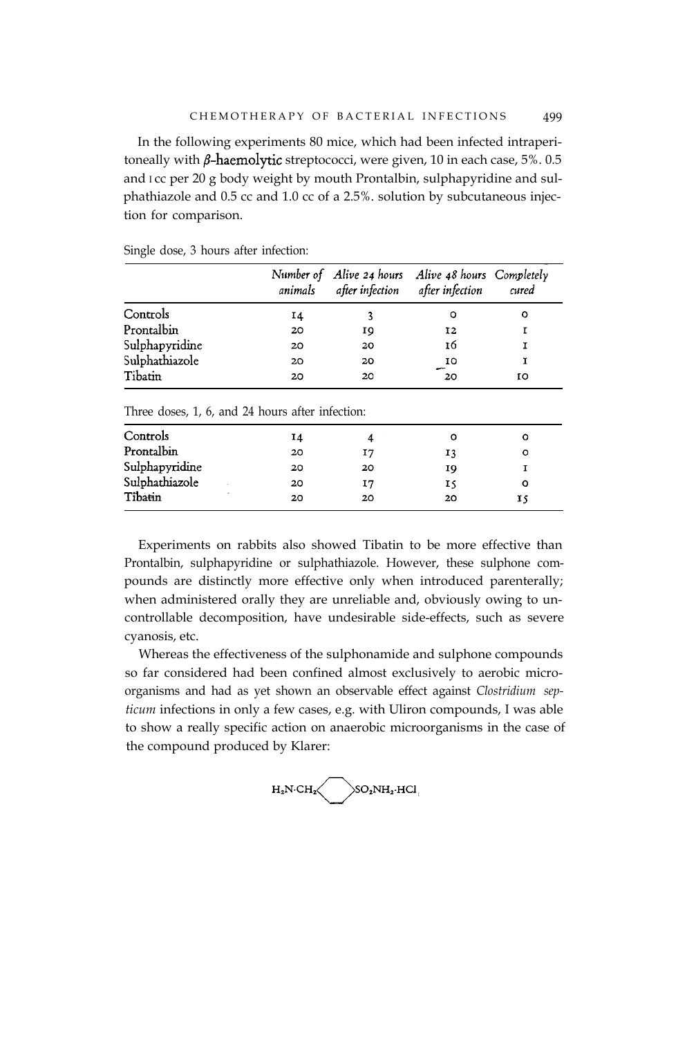In the following experiments 80 mice, which had been infected intraperitoneally with *β*-haemolytic streptococci, were given, 10 in each case, 5%. 0.5 and 1 cc per 20 g body weight by mouth Prontalbin, sulphapyridine and sulphathiazole and 0.5 cc and 1.0 cc of a 2.5%. solution by subcutaneous injection for comparison.

Single dose, 3 hours after infection:

| | *Number of animals* | *Alive 24 hours after infection* | *Alive 48 hours after infection* | *Completely cured* |
|---|---|---|---|---|
| Controls | 14 | 3 | 0 | 0 |
| Prontalbin | 20 | 19 | 12 | 1 |
| Sulphapyridine | 20 | 20 | 16 | 1 |
| Sulphathiazole | 20 | 20 | 10 | 1 |
| Tibatin | 20 | 20 | 20 | 10 |

Three doses, 1, 6, and 24 hours after infection:

| | | | | |
|---|---|---|---|---|
| Controls | 14 | 4 | 0 | 0 |
| Prontalbin | 20 | 17 | 13 | 0 |
| Sulphapyridine | 20 | 20 | 19 | 1 |
| Sulphathiazole | 20 | 17 | 15 | 0 |
| Tibatin | 20 | 20 | 20 | 15 |

Experiments on rabbits also showed Tibatin to be more effective than Prontalbin, sulphapyridine or sulphathiazole. However, these sulphone compounds are distinctly more effective only when introduced parenterally; when administered orally they are unreliable and, obviously owing to uncontrollable decomposition, have undesirable side-effects, such as severe cyanosis, etc.

Whereas the effectiveness of the sulphonamide and sulphone compounds so far considered had been confined almost exclusively to aerobic microorganisms and had as yet shown an observable effect against *Clostridium septicum* infections in only a few cases, e.g. with Uliron compounds, I was able to show a really specific action on anaerobic microorganisms in the case of the compound produced by Klarer:

$$H_2N{\cdot}CH_2\text{-}C_6H_4\text{-}SO_2NH_2{\cdot}HCl$$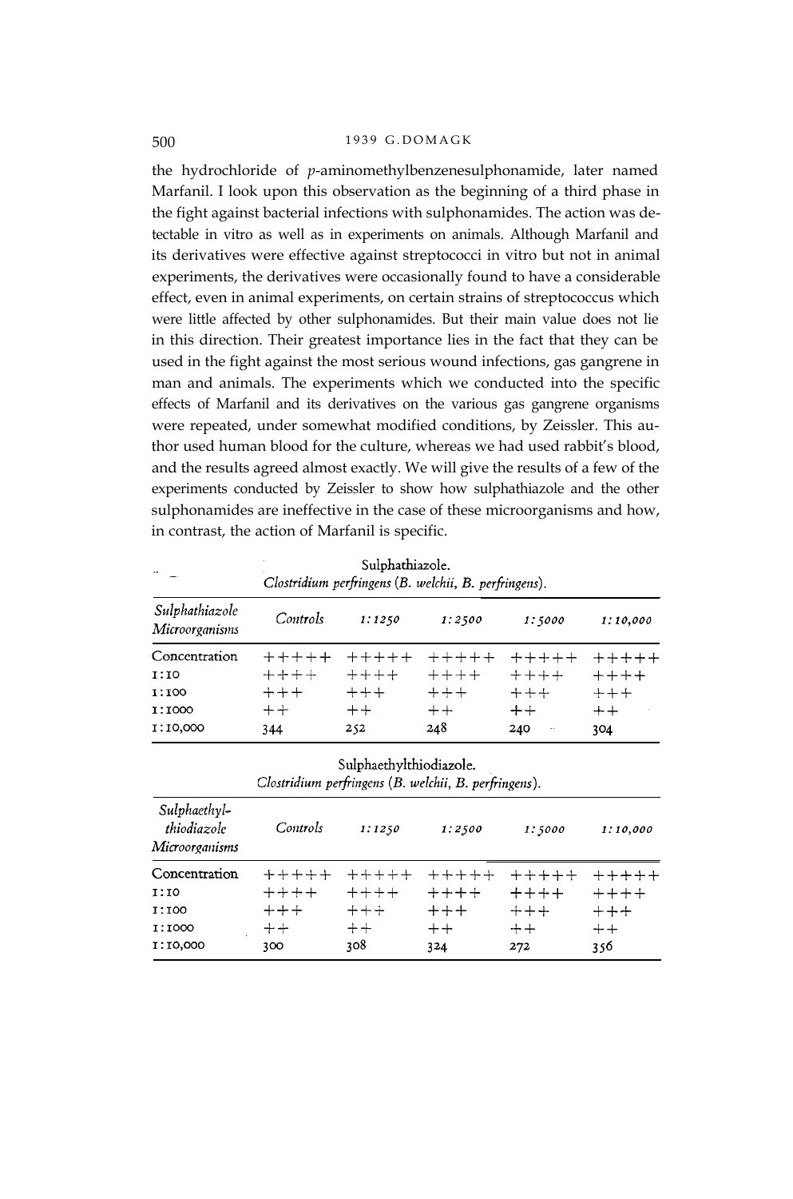the hydrochloride of *p*-aminomethylbenzenesulphonamide, later named Marfanil. I look upon this observation as the beginning of a third phase in the fight against bacterial infections with sulphonamides. The action was detectable in vitro as well as in experiments on animals. Although Marfanil and its derivatives were effective against streptococci in vitro but not in animal experiments, the derivatives were occasionally found to have a considerable effect, even in animal experiments, on certain strains of streptococcus which were little affected by other sulphonamides. But their main value does not lie in this direction. Their greatest importance lies in the fact that they can be used in the fight against the most serious wound infections, gas gangrene in man and animals. The experiments which we conducted into the specific effects of Marfanil and its derivatives on the various gas gangrene organisms were repeated, under somewhat modified conditions, by Zeissler. This author used human blood for the culture, whereas we had used rabbit's blood, and the results agreed almost exactly. We will give the results of a few of the experiments conducted by Zeissler to show how sulphathiazole and the other sulphonamides are ineffective in the case of these microorganisms and how, in contrast, the action of Marfanil is specific.

Sulphathiazole.
*Clostridium perfringens* (*B. welchii*, *B. perfringens*).

| *Sulphathiazole Microorganisms* | *Controls* | *1:1250* | *1:2500* | *1:5000* | *1:10,000* |
|---|---|---|---|---|---|
| Concentration | +++++ | +++++ | +++++ | +++++ | +++++ |
| 1:10 | ++++ | ++++ | ++++ | ++++ | ++++ |
| 1:100 | +++ | +++ | +++ | +++ | +++ |
| 1:1000 | ++ | ++ | ++ | ++ | ++ |
| 1:10,000 | 344 | 252 | 248 | 240 | 304 |

Sulphaethylthiodiazole.
*Clostridium perfringens* (*B. welchii*, *B. perfringens*).

| *Sulphaethyl-thiodiazole Microorganisms* | *Controls* | *1:1250* | *1:2500* | *1:5000* | *1:10,000* |
|---|---|---|---|---|---|
| Concentration | +++++ | +++++ | +++++ | +++++ | +++++ |
| 1:10 | ++++ | ++++ | ++++ | ++++ | ++++ |
| 1:100 | +++ | +++ | +++ | +++ | +++ |
| 1:1000 | ++ | ++ | ++ | ++ | ++ |
| 1:10,000 | 300 | 308 | 324 | 272 | 356 |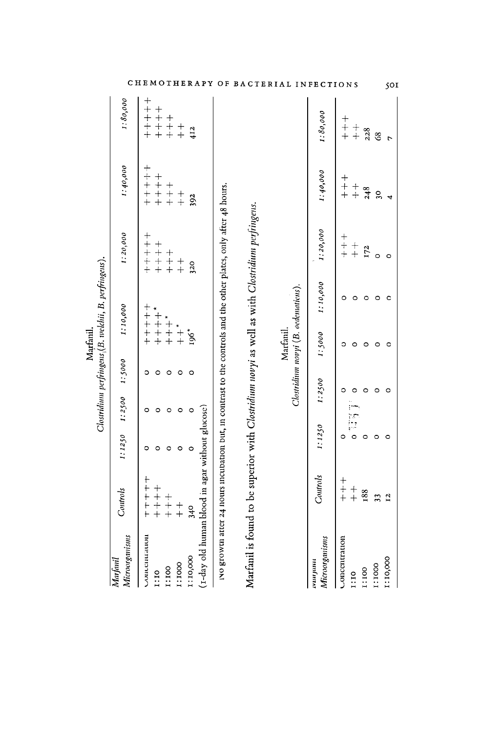Marfanil.

*Clostridium perfringens* (*B. welchii, B. perfringens*).

| Marfanil Microorganisms | Controls | 1:1250 | 1:2500 | 1:5000 | 1:10,000 | 1:20,000 | 1:40,000 | 1:80,000 |
|---|---|---|---|---|---|---|---|---|
| Concentration | ++++ | 0 | 0 | 0 | ++++ | ++++ | ++++ | ++++ |
| 1:10 | ++++ | 0 | 0 | 0 | ++++* | ++++ | ++++ | ++++ |
| 1:100 | +++ | 0 | 0 | 0 | +++* | +++ | +++ | +++ |
| 1:1000 | ++ | 0 | 0 | 0 | ++* | ++ | ++ | ++ |
| 1:10,000 | 340 | 0 | 0 | 0 | 196* | 320 | 392 | 412 |

(1-day old human blood in agar without glucose)

* No growth after 24 hours incubation but, in contrast to the controls and the other plates, only after 48 hours.

Marfanil is found to be superior with *Clostridium novyi* as well as with *Clostridium perfringens*.

Marfanil.

*Clostridium novyi* (*B. oedematiens*).

| Marfanil Microorganisms | Controls | 1:1250 | 1:2500 | 1:5000 | 1:10,000 | 1:20,000 | 1:40,000 | 1:80,000 |
|---|---|---|---|---|---|---|---|---|
| Concentration | +++ | 0 | 0 | 0 | 0 | +++ | +++ | +++ |
| 1:10 | ++ | 0 | 0 | 0 | 0 | ++ | ++ | ++ |
| 1:100 | 188 | 0 | 0 | 0 | 0 | 172 | 248 | 228 |
| 1:1000 | 33 | 0 | 0 | 0 | 0 | 0 | 30 | 68 |
| 1:10,000 | 12 | 0 | 0 | 0 | 0 | 0 | 4 | 7 |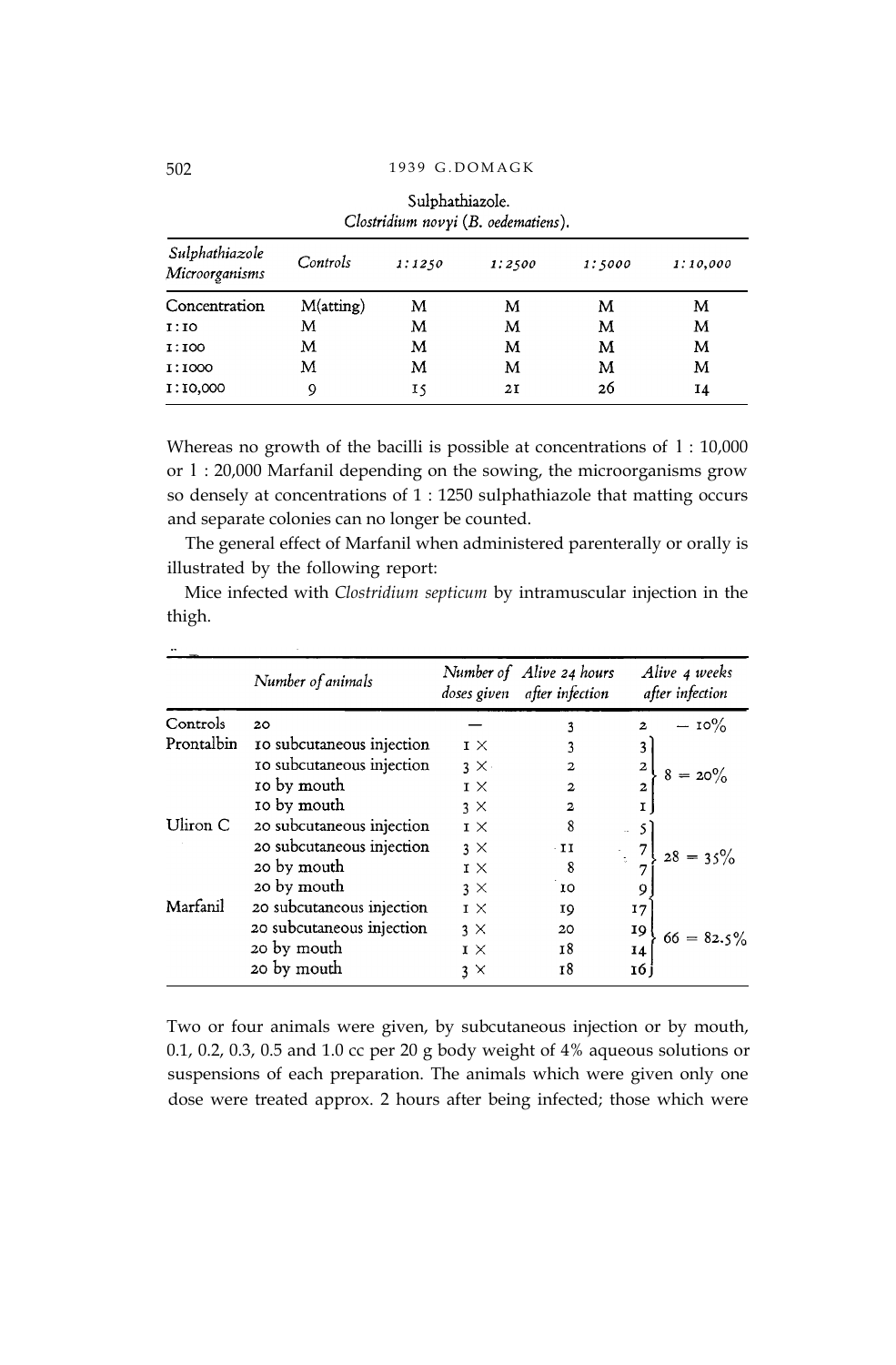Sulphathiazole.
*Clostridium novyi (B. oedematiens).*

| *Sulphathiazole* / *Microorganisms* | *Controls* | *1:1250* | *1:2500* | *1:5000* | *1:10,000* |
|---|---|---|---|---|---|
| Concentration | M(atting) | M | M | M | M |
| 1:10 | M | M | M | M | M |
| 1:100 | M | M | M | M | M |
| 1:1000 | M | M | M | M | M |
| 1:10,000 | 9 | 15 | 21 | 26 | 14 |

Whereas no growth of the bacilli is possible at concentrations of 1 : 10,000 or 1 : 20,000 Marfanil depending on the sowing, the microorganisms grow so densely at concentrations of 1 : 1250 sulphathiazole that matting occurs and separate colonies can no longer be counted.

The general effect of Marfanil when administered parenterally or orally is illustrated by the following report:

Mice infected with *Clostridium septicum* by intramuscular injection in the thigh.

| | *Number of animals* | *Number of doses given* | *Alive 24 hours after infection* | *Alive 4 weeks after infection* | |
|---|---|---|---|---|---|
| Controls | 20 | — | 3 | 2 | — 10% |
| Prontalbin | 10 subcutaneous injection | 1 × | 3 | 3 | 8 = 20% |
| | 10 subcutaneous injection | 3 × | 2 | 2 | |
| | 10 by mouth | 1 × | 2 | 2 | |
| | 10 by mouth | 3 × | 2 | 1 | |
| Uliron C | 20 subcutaneous injection | 1 × | 8 | 5 | 28 = 35% |
| | 20 subcutaneous injection | 3 × | 11 | 7 | |
| | 20 by mouth | 1 × | 8 | 7 | |
| | 20 by mouth | 3 × | 10 | 9 | |
| Marfanil | 20 subcutaneous injection | 1 × | 19 | 17 | 66 = 82.5% |
| | 20 subcutaneous injection | 3 × | 20 | 19 | |
| | 20 by mouth | 1 × | 18 | 14 | |
| | 20 by mouth | 3 × | 18 | 16 | |

Two or four animals were given, by subcutaneous injection or by mouth, 0.1, 0.2, 0.3, 0.5 and 1.0 cc per 20 g body weight of 4% aqueous solutions or suspensions of each preparation. The animals which were given only one dose were treated approx. 2 hours after being infected; those which were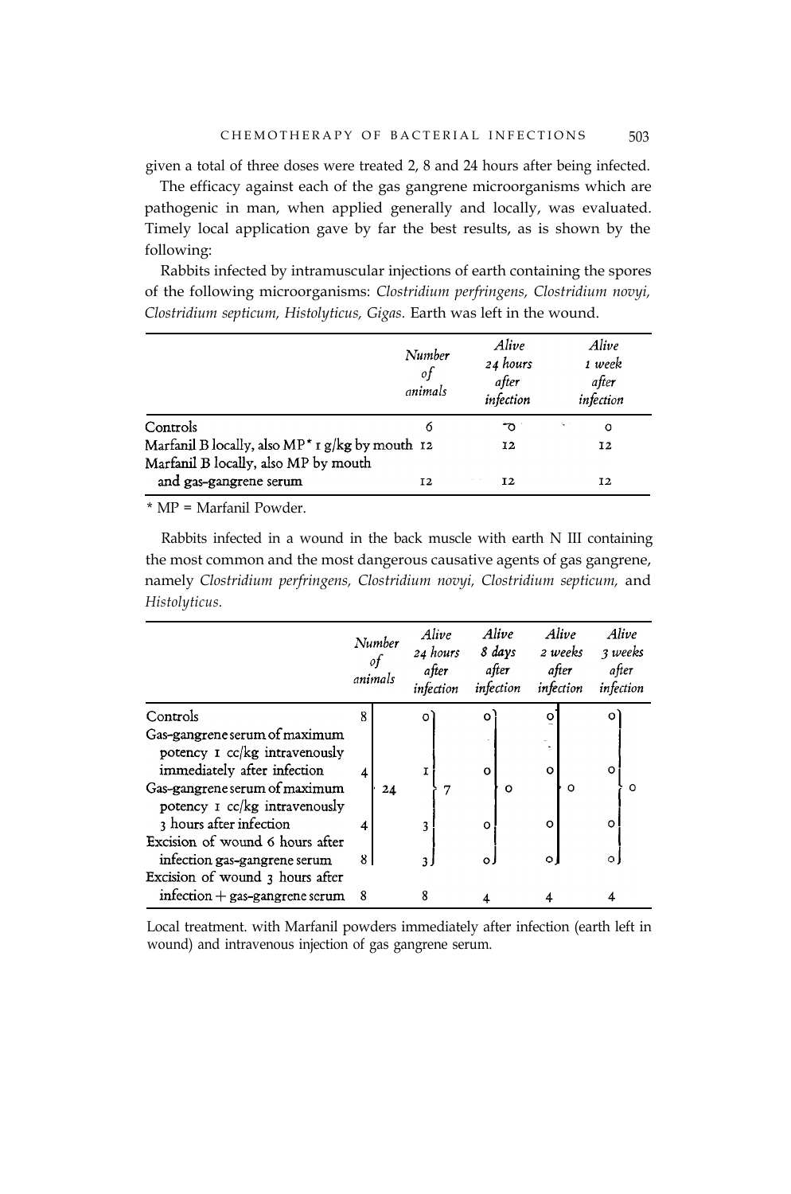given a total of three doses were treated 2, 8 and 24 hours after being infected.

The efficacy against each of the gas gangrene microorganisms which are pathogenic in man, when applied generally and locally, was evaluated. Timely local application gave by far the best results, as is shown by the following:

Rabbits infected by intramuscular injections of earth containing the spores of the following microorganisms: *Clostridium perfringens, Clostridium novyi, Clostridium septicum, Histolyticus, Gigas.* Earth was left in the wound.

| | *Number of animals* | *Alive 24 hours after infection* | *Alive 1 week after infection* |
|---|---|---|---|
| Controls | 6 | 0 | 0 |
| Marfanil B locally, also MP* 1 g/kg by mouth | 12 | 12 | 12 |
| Marfanil B locally, also MP by mouth and gas-gangrene serum | 12 | 12 | 12 |

\* MP = Marfanil Powder.

Rabbits infected in a wound in the back muscle with earth N III containing the most common and the most dangerous causative agents of gas gangrene, namely *Clostridium perfringens, Clostridium novyi, Clostridium septicum,* and *Histolyticus.*

| | *Number of animals* | | *Alive 24 hours after infection* | | *Alive 8 days after infection* | | *Alive 2 weeks after infection* | | *Alive 3 weeks after infection* | |
|---|---|---|---|---|---|---|---|---|---|---|
| Controls | 8 | 24 | 0 | 7 | 0 | 0 | 0 | 0 | 0 | 0 |
| Gas-gangrene serum of maximum potency 1 cc/kg intravenously immediately after infection | 4 | | 1 | | 0 | | 0 | | 0 | |
| Gas-gangrene serum of maximum potency 1 cc/kg intravenously 3 hours after infection | 4 | | 3 | | 0 | | 0 | | 0 | |
| Excision of wound 6 hours after infection gas-gangrene serum | 8 | | 3 | | 0 | | 0 | | 0 | |
| Excision of wound 3 hours after infection + gas-gangrene serum | 8 | | 8 | | 4 | | 4 | | 4 | |

Local treatment. with Marfanil powders immediately after infection (earth left in wound) and intravenous injection of gas gangrene serum.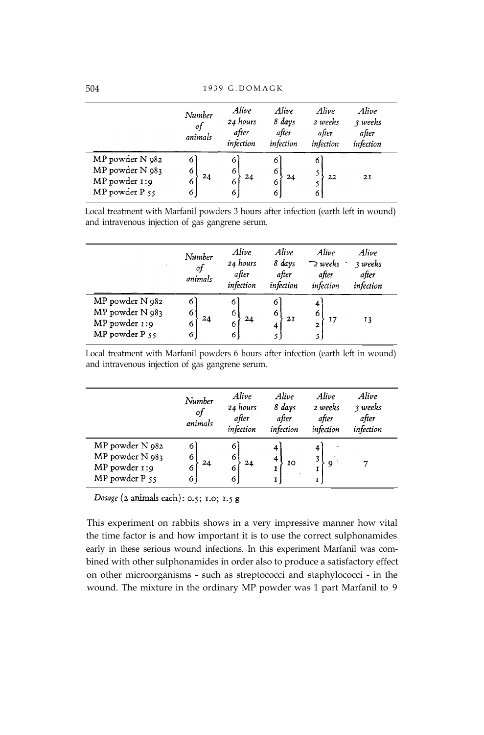| | Number of animals | | Alive 24 hours after infection | | Alive 8 days after infection | | Alive 2 weeks after infection | | Alive 3 weeks after infection |
|---|---|---|---|---|---|---|---|---|---|
| MP powder N 982 | 6 | 24 | 6 | 24 | 6 | 24 | 6 | 22 | 21 |
| MP powder N 983 | 6 | | 6 | | 6 | | 5 | | |
| MP powder 1:9 | 6 | | 6 | | 6 | | 5 | | |
| MP powder P 55 | 6 | | 6 | | 6 | | 6 | | |

Local treatment with Marfanil powders 3 hours after infection (earth left in wound) and intravenous injection of gas gangrene serum.

| | Number of animals | | Alive 24 hours after infection | | Alive 8 days after infection | | Alive 2 weeks after infection | | Alive 3 weeks after infection |
|---|---|---|---|---|---|---|---|---|---|
| MP powder N 982 | 6 | 24 | 6 | 24 | 6 | 21 | 4 | 17 | 13 |
| MP powder N 983 | 6 | | 6 | | 6 | | 6 | | |
| MP powder 1:9 | 6 | | 6 | | 4 | | 2 | | |
| MP powder P 55 | 6 | | 6 | | 5 | | 5 | | |

Local treatment with Marfanil powders 6 hours after infection (earth left in wound) and intravenous injection of gas gangrene serum.

| | Number of animals | | Alive 24 hours after infection | | Alive 8 days after infection | | Alive 2 weeks after infection | | Alive 3 weeks after infection |
|---|---|---|---|---|---|---|---|---|---|
| MP powder N 982 | 6 | 24 | 6 | 24 | 4 | 10 | 4 | 9 | 7 |
| MP powder N 983 | 6 | | 6 | | 4 | | 3 | | |
| MP powder 1:9 | 6 | | 6 | | 1 | | 1 | | |
| MP powder P 55 | 6 | | 6 | | 1 | | 1 | | |

*Dosage* (2 animals each): 0.5; 1.0; 1.5 g

This experiment on rabbits shows in a very impressive manner how vital the time factor is and how important it is to use the correct sulphonamides early in these serious wound infections. In this experiment Marfanil was combined with other sulphonamides in order also to produce a satisfactory effect on other microorganisms - such as streptococci and staphylococci - in the wound. The mixture in the ordinary MP powder was 1 part Marfanil to 9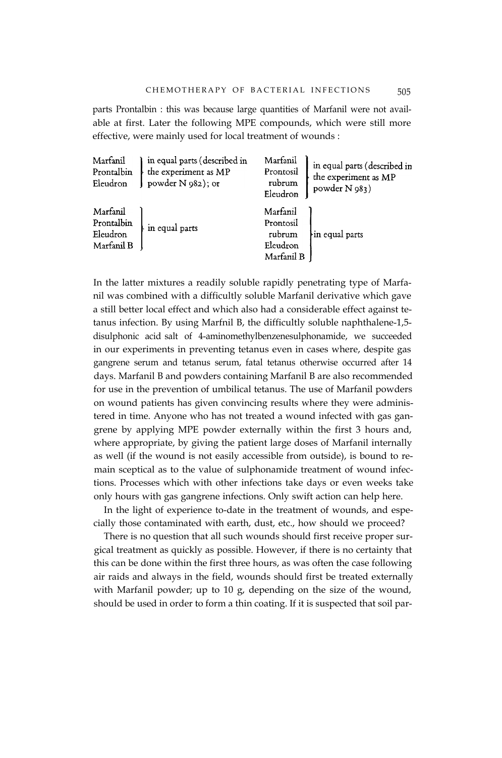parts Prontalbin : this was because large quantities of Marfanil were not available at first. Later the following MPE compounds, which were still more effective, were mainly used for local treatment of wounds :

Marfanil
Prontalbin
Eleudron
} in equal parts (described in the experiment as MP powder N 982); or

Marfanil
Prontosil rubrum
Eleudron
} in equal parts (described in the experiment as MP powder N 983)

Marfanil
Prontalbin
Eleudron
Marfanil B
} in equal parts

Marfanil
Prontosil rubrum
Eleudron
Marfanil B
} in equal parts

In the latter mixtures a readily soluble rapidly penetrating type of Marfanil was combined with a difficultly soluble Marfanil derivative which gave a still better local effect and which also had a considerable effect against tetanus infection. By using Marfnil B, the difficultly soluble naphthalene-1,5-disulphonic acid salt of 4-aminomethylbenzenesulphonamide, we succeeded in our experiments in preventing tetanus even in cases where, despite gas gangrene serum and tetanus serum, fatal tetanus otherwise occurred after 14 days. Marfanil B and powders containing Marfanil B are also recommended for use in the prevention of umbilical tetanus. The use of Marfanil powders on wound patients has given convincing results where they were administered in time. Anyone who has not treated a wound infected with gas gangrene by applying MPE powder externally within the first 3 hours and, where appropriate, by giving the patient large doses of Marfanil internally as well (if the wound is not easily accessible from outside), is bound to remain sceptical as to the value of sulphonamide treatment of wound infections. Processes which with other infections take days or even weeks take only hours with gas gangrene infections. Only swift action can help here.

In the light of experience to-date in the treatment of wounds, and especially those contaminated with earth, dust, etc., how should we proceed?

There is no question that all such wounds should first receive proper surgical treatment as quickly as possible. However, if there is no certainty that this can be done within the first three hours, as was often the case following air raids and always in the field, wounds should first be treated externally with Marfanil powder; up to 10 g, depending on the size of the wound, should be used in order to form a thin coating. If it is suspected that soil par-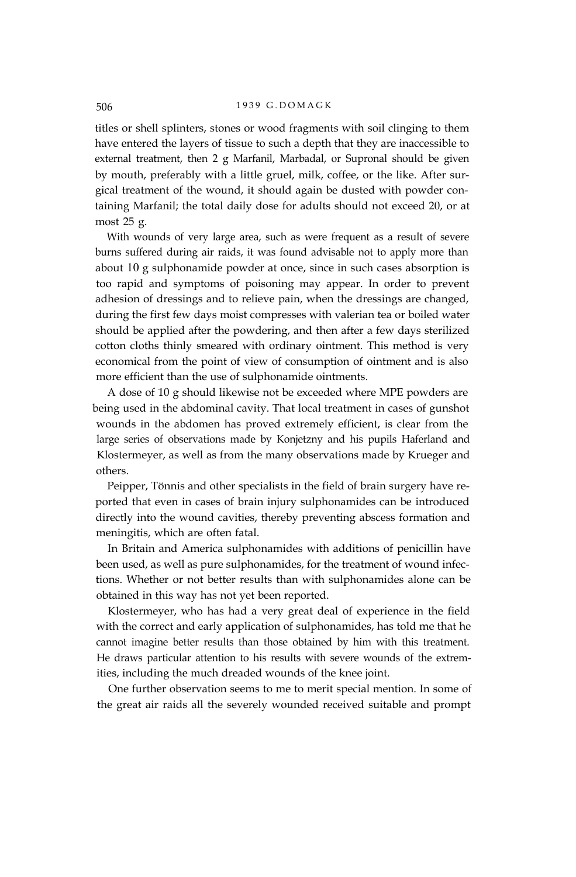titles or shell splinters, stones or wood fragments with soil clinging to them have entered the layers of tissue to such a depth that they are inaccessible to external treatment, then 2 g Marfanil, Marbadal, or Supronal should be given by mouth, preferably with a little gruel, milk, coffee, or the like. After surgical treatment of the wound, it should again be dusted with powder containing Marfanil; the total daily dose for adults should not exceed 20, or at most 25 g.

With wounds of very large area, such as were frequent as a result of severe burns suffered during air raids, it was found advisable not to apply more than about 10 g sulphonamide powder at once, since in such cases absorption is too rapid and symptoms of poisoning may appear. In order to prevent adhesion of dressings and to relieve pain, when the dressings are changed, during the first few days moist compresses with valerian tea or boiled water should be applied after the powdering, and then after a few days sterilized cotton cloths thinly smeared with ordinary ointment. This method is very economical from the point of view of consumption of ointment and is also more efficient than the use of sulphonamide ointments.

A dose of 10 g should likewise not be exceeded where MPE powders are being used in the abdominal cavity. That local treatment in cases of gunshot wounds in the abdomen has proved extremely efficient, is clear from the large series of observations made by Konjetzny and his pupils Haferland and Klostermeyer, as well as from the many observations made by Krueger and others.

Peipper, Tönnis and other specialists in the field of brain surgery have reported that even in cases of brain injury sulphonamides can be introduced directly into the wound cavities, thereby preventing abscess formation and meningitis, which are often fatal.

In Britain and America sulphonamides with additions of penicillin have been used, as well as pure sulphonamides, for the treatment of wound infections. Whether or not better results than with sulphonamides alone can be obtained in this way has not yet been reported.

Klostermeyer, who has had a very great deal of experience in the field with the correct and early application of sulphonamides, has told me that he cannot imagine better results than those obtained by him with this treatment. He draws particular attention to his results with severe wounds of the extremities, including the much dreaded wounds of the knee joint.

One further observation seems to me to merit special mention. In some of the great air raids all the severely wounded received suitable and prompt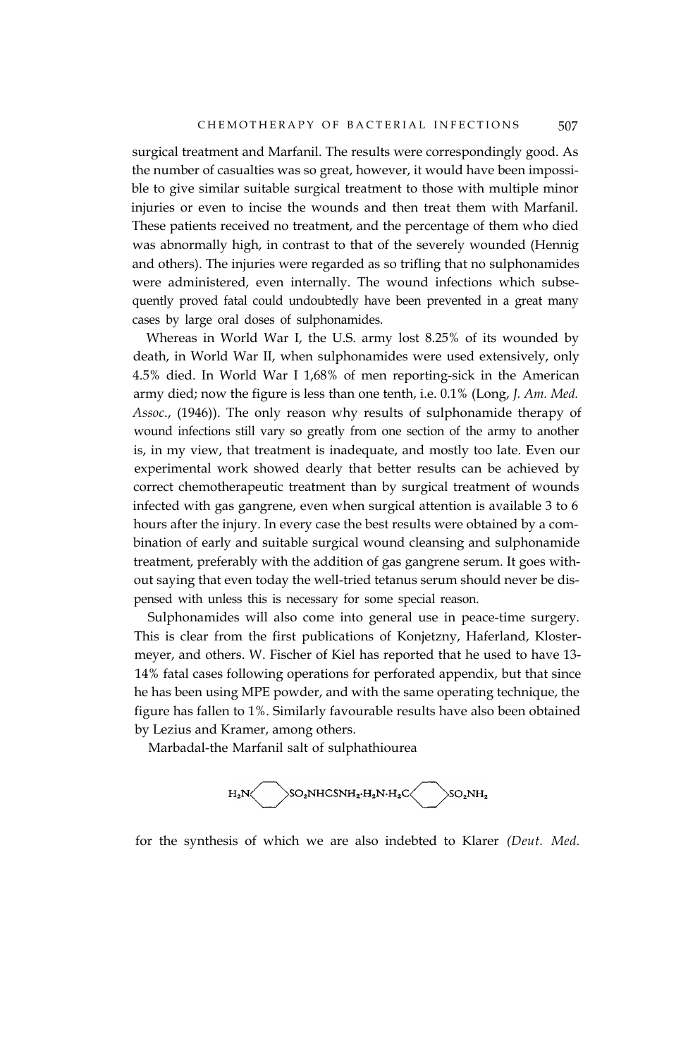surgical treatment and Marfanil. The results were correspondingly good. As the number of casualties was so great, however, it would have been impossible to give similar suitable surgical treatment to those with multiple minor injuries or even to incise the wounds and then treat them with Marfanil. These patients received no treatment, and the percentage of them who died was abnormally high, in contrast to that of the severely wounded (Hennig and others). The injuries were regarded as so trifling that no sulphonamides were administered, even internally. The wound infections which subsequently proved fatal could undoubtedly have been prevented in a great many cases by large oral doses of sulphonamides.

Whereas in World War I, the U.S. army lost 8.25% of its wounded by death, in World War II, when sulphonamides were used extensively, only 4.5% died. In World War I 1,68% of men reporting-sick in the American army died; now the figure is less than one tenth, i.e. 0.1% (Long, *J. Am. Med. Assoc.*, (1946)). The only reason why results of sulphonamide therapy of wound infections still vary so greatly from one section of the army to another is, in my view, that treatment is inadequate, and mostly too late. Even our experimental work showed dearly that better results can be achieved by correct chemotherapeutic treatment than by surgical treatment of wounds infected with gas gangrene, even when surgical attention is available 3 to 6 hours after the injury. In every case the best results were obtained by a combination of early and suitable surgical wound cleansing and sulphonamide treatment, preferably with the addition of gas gangrene serum. It goes without saying that even today the well-tried tetanus serum should never be dispensed with unless this is necessary for some special reason.

Sulphonamides will also come into general use in peace-time surgery. This is clear from the first publications of Konjetzny, Haferland, Klostermeyer, and others. W. Fischer of Kiel has reported that he used to have 13-14% fatal cases following operations for perforated appendix, but that since he has been using MPE powder, and with the same operating technique, the figure has fallen to 1%. Similarly favourable results have also been obtained by Lezius and Kramer, among others.

Marbadal-the Marfanil salt of sulphathiourea

$$H_2N\langle\quad\rangle SO_2NHCSNH_2 \cdot H_2N \cdot H_2C\langle\quad\rangle SO_2NH_2$$

for the synthesis of which we are also indebted to Klarer *(Deut. Med.*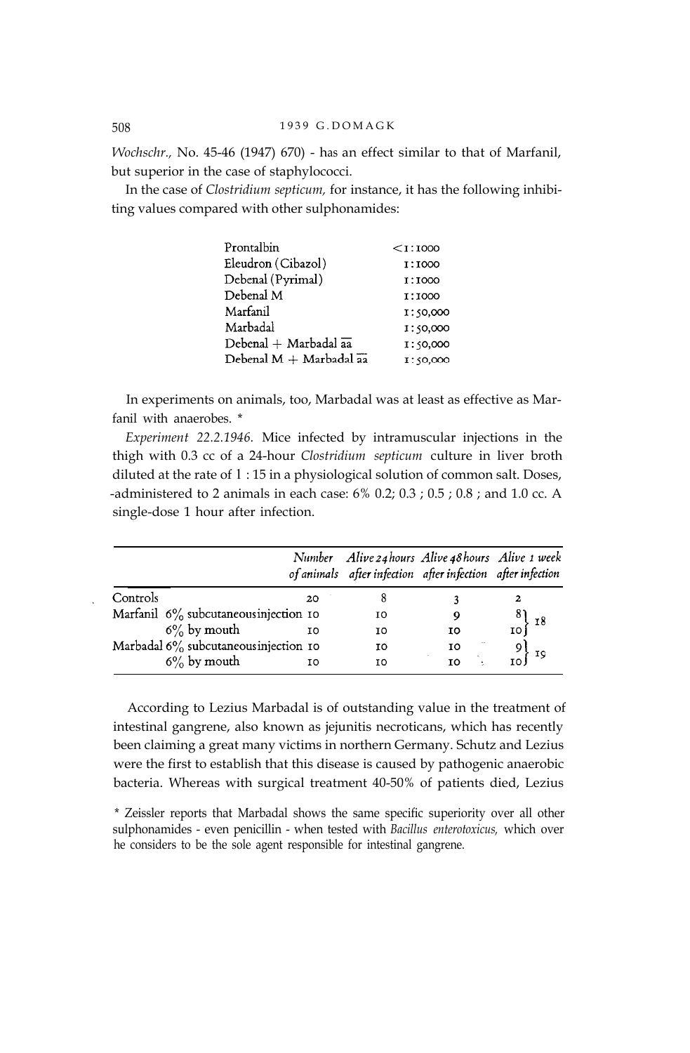*Wochschr.*, No. 45-46 (1947) 670) - has an effect similar to that of Marfanil, but superior in the case of staphylococci.

In the case of *Clostridium septicum,* for instance, it has the following inhibiting values compared with other sulphonamides:

| | |
|---|---|
| Prontalbin | <1:1000 |
| Eleudron (Cibazol) | 1:1000 |
| Debenal (Pyrimal) | 1:1000 |
| Debenal M | 1:1000 |
| Marfanil | 1:50,000 |
| Marbadal | 1:50,000 |
| Debenal + Marbadal $\overline{aa}$ | 1:50,000 |
| Debenal M + Marbadal $\overline{aa}$ | 1:50,000 |

In experiments on animals, too, Marbadal was at least as effective as Marfanil with anaerobes. *

*Experiment 22.2.1946.* Mice infected by intramuscular injections in the thigh with 0.3 cc of a 24-hour *Clostridium septicum* culture in liver broth diluted at the rate of 1 : 15 in a physiological solution of common salt. Doses, administered to 2 animals in each case: 6% 0.2; 0.3 ; 0.5 ; 0.8 ; and 1.0 cc. A single-dose 1 hour after infection.

| | *Number of animals* | *Alive 24 hours after infection* | *Alive 48 hours after infection* | *Alive 1 week after infection* |
|---|---|---|---|---|
| Controls | 20 | 8 | 3 | 2 |
| Marfanil 6% subcutaneous injection | 10 | 10 | 9 | 8 } 18 |
| 6% by mouth | 10 | 10 | 10 | 10 } |
| Marbadal 6% subcutaneous injection | 10 | 10 | 10 | 9 } 19 |
| 6% by mouth | 10 | 10 | 10 | 10 } |

According to Lezius Marbadal is of outstanding value in the treatment of intestinal gangrene, also known as jejunitis necroticans, which has recently been claiming a great many victims in northern Germany. Schutz and Lezius were the first to establish that this disease is caused by pathogenic anaerobic bacteria. Whereas with surgical treatment 40-50% of patients died, Lezius

\* Zeissler reports that Marbadal shows the same specific superiority over all other sulphonamides - even penicillin - when tested with *Bacillus enterotoxicus,* which over he considers to be the sole agent responsible for intestinal gangrene.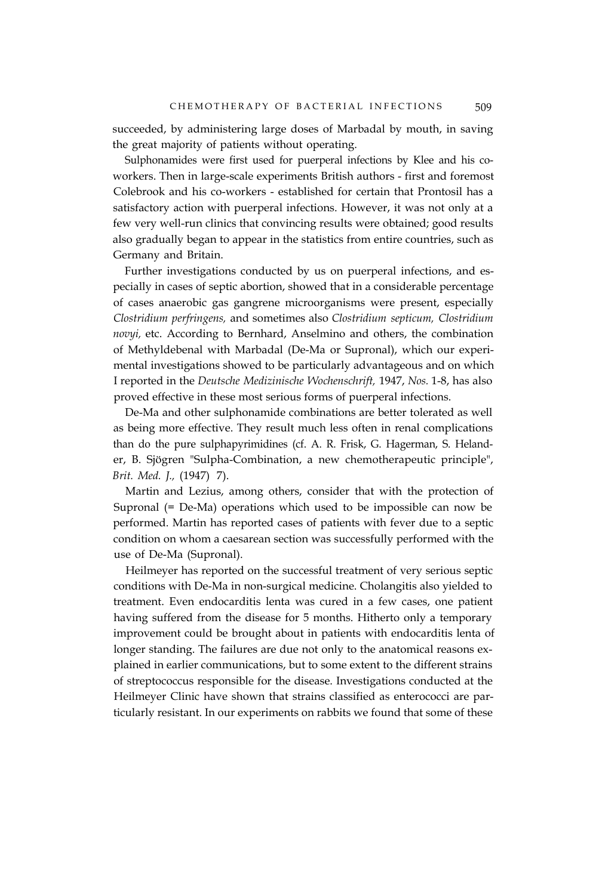succeeded, by administering large doses of Marbadal by mouth, in saving the great majority of patients without operating.

Sulphonamides were first used for puerperal infections by Klee and his co-workers. Then in large-scale experiments British authors - first and foremost Colebrook and his co-workers - established for certain that Prontosil has a satisfactory action with puerperal infections. However, it was not only at a few very well-run clinics that convincing results were obtained; good results also gradually began to appear in the statistics from entire countries, such as Germany and Britain.

Further investigations conducted by us on puerperal infections, and especially in cases of septic abortion, showed that in a considerable percentage of cases anaerobic gas gangrene microorganisms were present, especially *Clostridium perfringens,* and sometimes also *Clostridium septicum, Clostridium novyi,* etc. According to Bernhard, Anselmino and others, the combination of Methyldebenal with Marbadal (De-Ma or Supronal), which our experimental investigations showed to be particularly advantageous and on which I reported in the *Deutsche Medizinische Wochenschrift,* 1947, *Nos.* 1-8, has also proved effective in these most serious forms of puerperal infections.

De-Ma and other sulphonamide combinations are better tolerated as well as being more effective. They result much less often in renal complications than do the pure sulphapyrimidines (cf. A. R. Frisk, G. Hagerman, S. Helander, B. Sjögren "Sulpha-Combination, a new chemotherapeutic principle", *Brit. Med. J.,* (1947) 7).

Martin and Lezius, among others, consider that with the protection of Supronal (= De-Ma) operations which used to be impossible can now be performed. Martin has reported cases of patients with fever due to a septic condition on whom a caesarean section was successfully performed with the use of De-Ma (Supronal).

Heilmeyer has reported on the successful treatment of very serious septic conditions with De-Ma in non-surgical medicine. Cholangitis also yielded to treatment. Even endocarditis lenta was cured in a few cases, one patient having suffered from the disease for 5 months. Hitherto only a temporary improvement could be brought about in patients with endocarditis lenta of longer standing. The failures are due not only to the anatomical reasons explained in earlier communications, but to some extent to the different strains of streptococcus responsible for the disease. Investigations conducted at the Heilmeyer Clinic have shown that strains classified as enterococci are particularly resistant. In our experiments on rabbits we found that some of these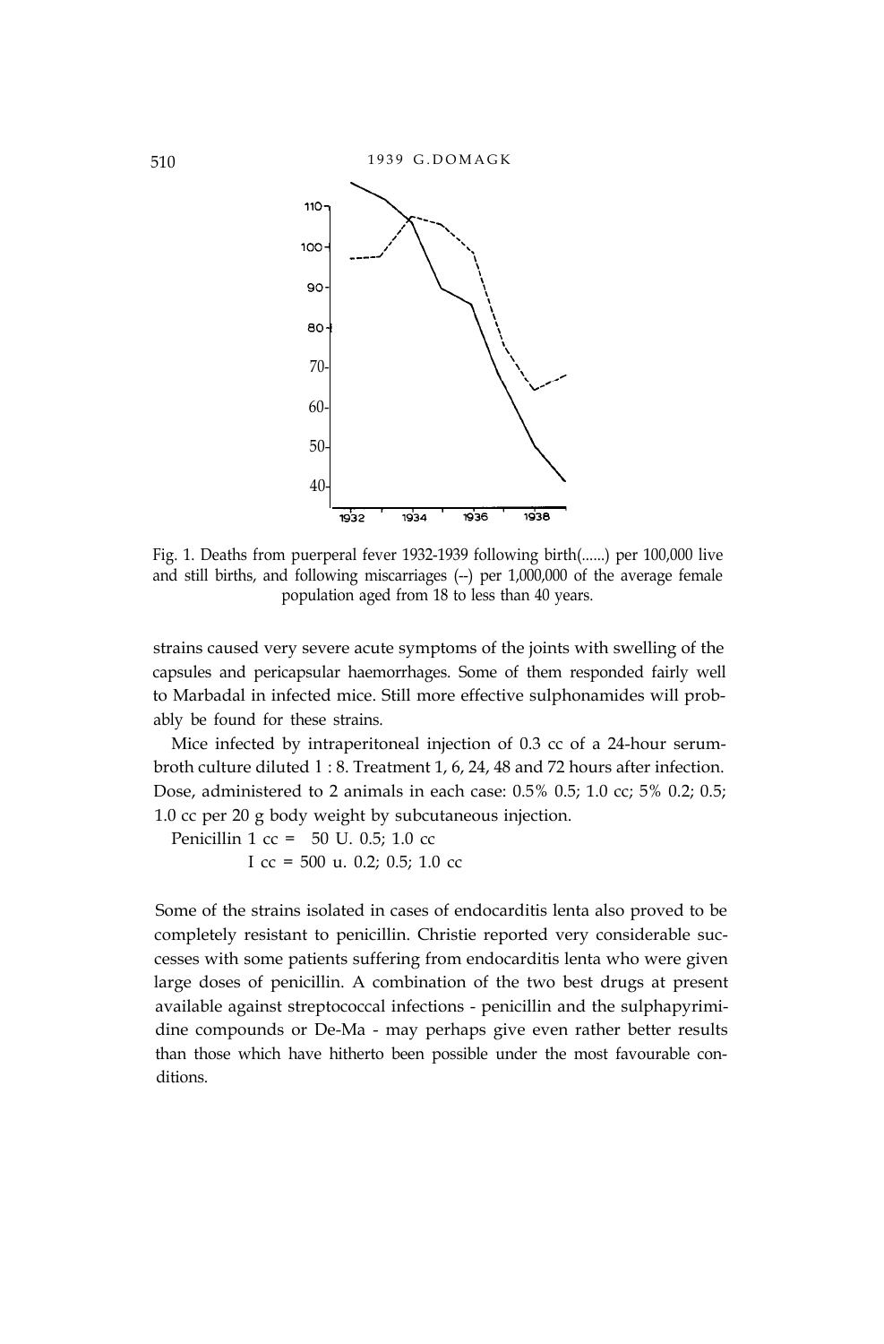Fig. 1. Deaths from puerperal fever 1932-1939 following birth(......) per 100,000 live and still births, and following miscarriages (--) per 1,000,000 of the average female population aged from 18 to less than 40 years.

strains caused very severe acute symptoms of the joints with swelling of the capsules and pericapsular haemorrhages. Some of them responded fairly well to Marbadal in infected mice. Still more effective sulphonamides will probably be found for these strains.

Mice infected by intraperitoneal injection of 0.3 cc of a 24-hour serum-broth culture diluted 1 : 8. Treatment 1, 6, 24, 48 and 72 hours after infection. Dose, administered to 2 animals in each case: 0.5% 0.5; 1.0 cc; 5% 0.2; 0.5; 1.0 cc per 20 g body weight by subcutaneous injection.

Penicillin 1 cc = 50 U. 0.5; 1.0 cc
I cc = 500 u. 0.2; 0.5; 1.0 cc

Some of the strains isolated in cases of endocarditis lenta also proved to be completely resistant to penicillin. Christie reported very considerable successes with some patients suffering from endocarditis lenta who were given large doses of penicillin. A combination of the two best drugs at present available against streptococcal infections - penicillin and the sulphapyrimidine compounds or De-Ma - may perhaps give even rather better results than those which have hitherto been possible under the most favourable conditions.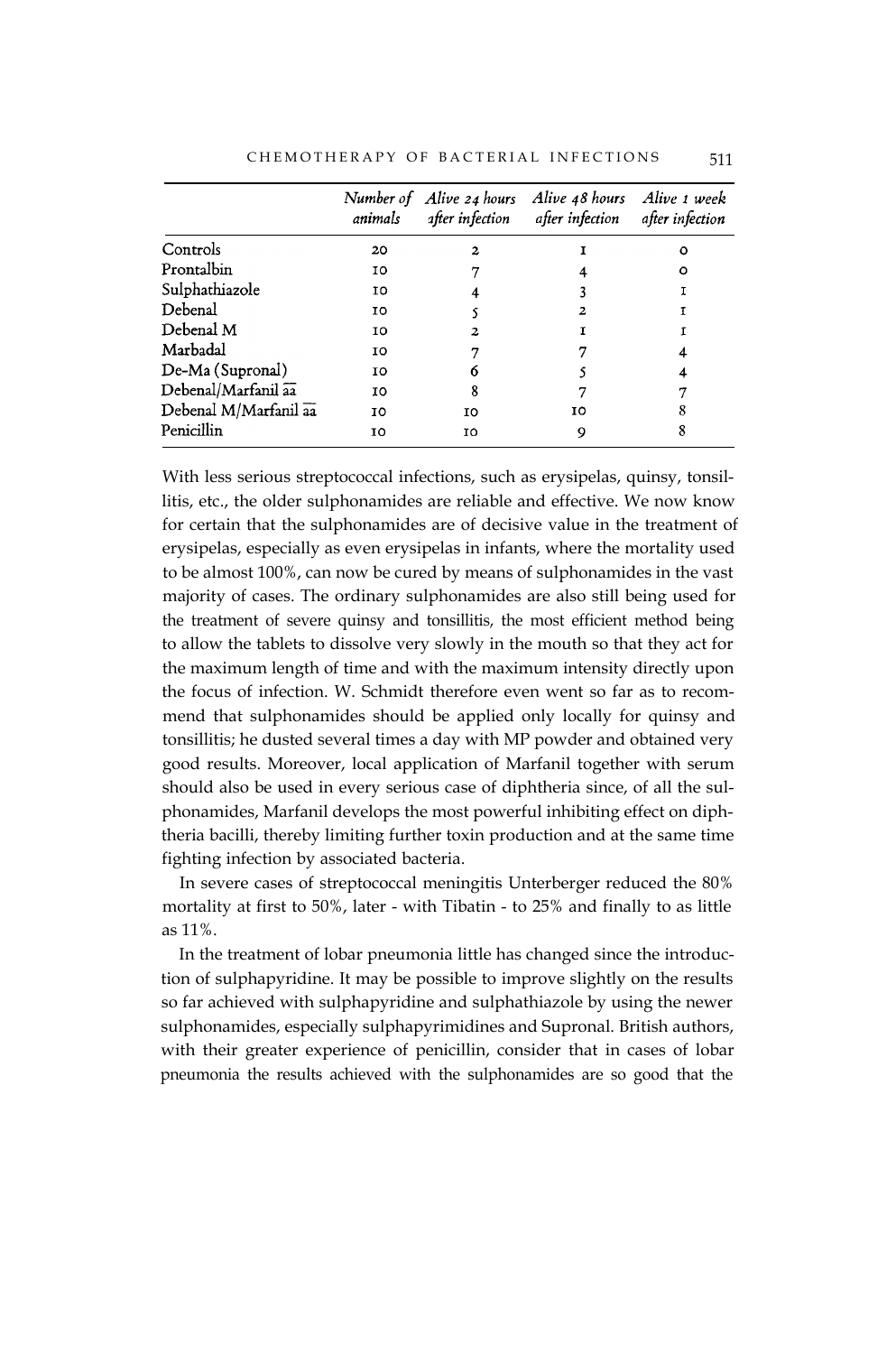| | Number of animals | Alive 24 hours after infection | Alive 48 hours after infection | Alive 1 week after infection |
|---|---|---|---|---|
| Controls | 20 | 2 | 1 | 0 |
| Prontalbin | 10 | 7 | 4 | 0 |
| Sulphathiazole | 10 | 4 | 3 | 1 |
| Debenal | 10 | 5 | 2 | 1 |
| Debenal M | 10 | 2 | 1 | 1 |
| Marbadal | 10 | 7 | 7 | 4 |
| De-Ma (Supronal) | 10 | 6 | 5 | 4 |
| Debenal/Marfanil $\overline{aa}$ | 10 | 8 | 7 | 7 |
| Debenal M/Marfanil $\overline{aa}$ | 10 | 10 | 10 | 8 |
| Penicillin | 10 | 10 | 9 | 8 |

With less serious streptococcal infections, such as erysipelas, quinsy, tonsillitis, etc., the older sulphonamides are reliable and effective. We now know for certain that the sulphonamides are of decisive value in the treatment of erysipelas, especially as even erysipelas in infants, where the mortality used to be almost 100%, can now be cured by means of sulphonamides in the vast majority of cases. The ordinary sulphonamides are also still being used for the treatment of severe quinsy and tonsillitis, the most efficient method being to allow the tablets to dissolve very slowly in the mouth so that they act for the maximum length of time and with the maximum intensity directly upon the focus of infection. W. Schmidt therefore even went so far as to recommend that sulphonamides should be applied only locally for quinsy and tonsillitis; he dusted several times a day with MP powder and obtained very good results. Moreover, local application of Marfanil together with serum should also be used in every serious case of diphtheria since, of all the sulphonamides, Marfanil develops the most powerful inhibiting effect on diphtheria bacilli, thereby limiting further toxin production and at the same time fighting infection by associated bacteria.

In severe cases of streptococcal meningitis Unterberger reduced the 80% mortality at first to 50%, later - with Tibatin - to 25% and finally to as little as 11%.

In the treatment of lobar pneumonia little has changed since the introduction of sulphapyridine. It may be possible to improve slightly on the results so far achieved with sulphapyridine and sulphathiazole by using the newer sulphonamides, especially sulphapyrimidines and Supronal. British authors, with their greater experience of penicillin, consider that in cases of lobar pneumonia the results achieved with the sulphonamides are so good that the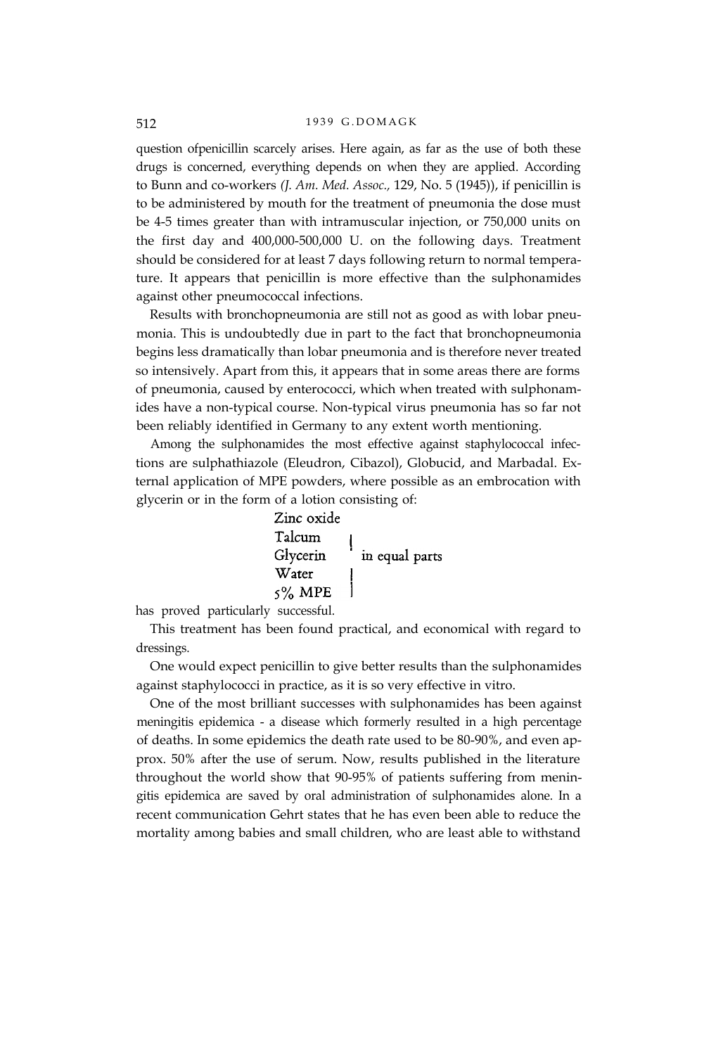question ofpenicillin scarcely arises. Here again, as far as the use of both these drugs is concerned, everything depends on when they are applied. According to Bunn and co-workers *(J. Am. Med. Assoc.*, 129, No. 5 (1945)), if penicillin is to be administered by mouth for the treatment of pneumonia the dose must be 4-5 times greater than with intramuscular injection, or 750,000 units on the first day and 400,000-500,000 U. on the following days. Treatment should be considered for at least 7 days following return to normal temperature. It appears that penicillin is more effective than the sulphonamides against other pneumococcal infections.

Results with bronchopneumonia are still not as good as with lobar pneumonia. This is undoubtedly due in part to the fact that bronchopneumonia begins less dramatically than lobar pneumonia and is therefore never treated so intensively. Apart from this, it appears that in some areas there are forms of pneumonia, caused by enterococci, which when treated with sulphonamides have a non-typical course. Non-typical virus pneumonia has so far not been reliably identified in Germany to any extent worth mentioning.

Among the sulphonamides the most effective against staphylococcal infections are sulphathiazole (Eleudron, Cibazol), Globucid, and Marbadal. External application of MPE powders, where possible as an embrocation with glycerin or in the form of a lotion consisting of:

Zinc oxide
Talcum
Glycerin } in equal parts
Water
5% MPE

has proved particularly successful.

This treatment has been found practical, and economical with regard to dressings.

One would expect penicillin to give better results than the sulphonamides against staphylococci in practice, as it is so very effective in vitro.

One of the most brilliant successes with sulphonamides has been against meningitis epidemica - a disease which formerly resulted in a high percentage of deaths. In some epidemics the death rate used to be 80-90%, and even approx. 50% after the use of serum. Now, results published in the literature throughout the world show that 90-95% of patients suffering from meningitis epidemica are saved by oral administration of sulphonamides alone. In a recent communication Gehrt states that he has even been able to reduce the mortality among babies and small children, who are least able to withstand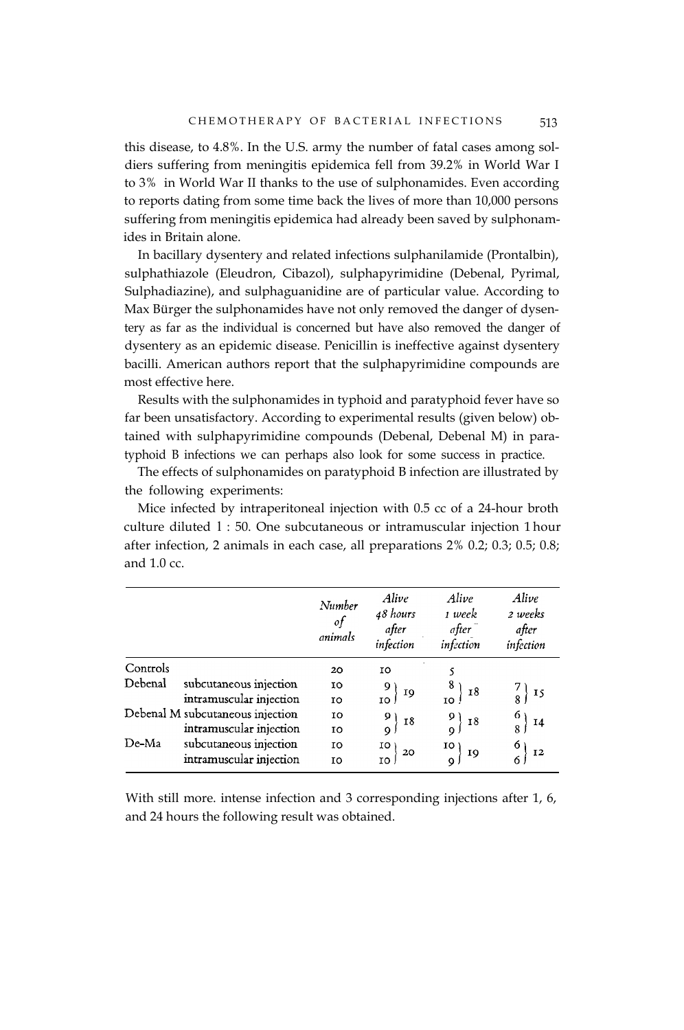this disease, to 4.8%. In the U.S. army the number of fatal cases among soldiers suffering from meningitis epidemica fell from 39.2% in World War I to 3% in World War II thanks to the use of sulphonamides. Even according to reports dating from some time back the lives of more than 10,000 persons suffering from meningitis epidemica had already been saved by sulphonamides in Britain alone.

In bacillary dysentery and related infections sulphanilamide (Prontalbin), sulphathiazole (Eleudron, Cibazol), sulphapyrimidine (Debenal, Pyrimal, Sulphadiazine), and sulphaguanidine are of particular value. According to Max Bürger the sulphonamides have not only removed the danger of dysentery as far as the individual is concerned but have also removed the danger of dysentery as an epidemic disease. Penicillin is ineffective against dysentery bacilli. American authors report that the sulphapyrimidine compounds are most effective here.

Results with the sulphonamides in typhoid and paratyphoid fever have so far been unsatisfactory. According to experimental results (given below) obtained with sulphapyrimidine compounds (Debenal, Debenal M) in paratyphoid B infections we can perhaps also look for some success in practice.

The effects of sulphonamides on paratyphoid B infection are illustrated by the following experiments:

Mice infected by intraperitoneal injection with 0.5 cc of a 24-hour broth culture diluted 1 : 50. One subcutaneous or intramuscular injection 1 hour after infection, 2 animals in each case, all preparations 2% 0.2; 0.3; 0.5; 0.8; and 1.0 cc.

| | | *Number of animals* | *Alive 48 hours after infection* | | *Alive 1 week after infection* | | *Alive 2 weeks after infection* | |
|---|---|---|---|---|---|---|---|---|
| Controls | | 20 | 10 | | 5 | | | |
| Debenal | subcutaneous injection | 10 | 9 | 19 | 8 | 18 | 7 | 15 |
| | intramuscular injection | 10 | 10 | | 10 | | 8 | |
| Debenal M | subcutaneous injection | 10 | 9 | 18 | 9 | 18 | 6 | 14 |
| | intramuscular injection | 10 | 9 | | 9 | | 8 | |
| De-Ma | subcutaneous injection | 10 | 10 | 20 | 10 | 19 | 6 | 12 |
| | intramuscular injection | 10 | 10 | | 9 | | 6 | |

With still more. intense infection and 3 corresponding injections after 1, 6, and 24 hours the following result was obtained.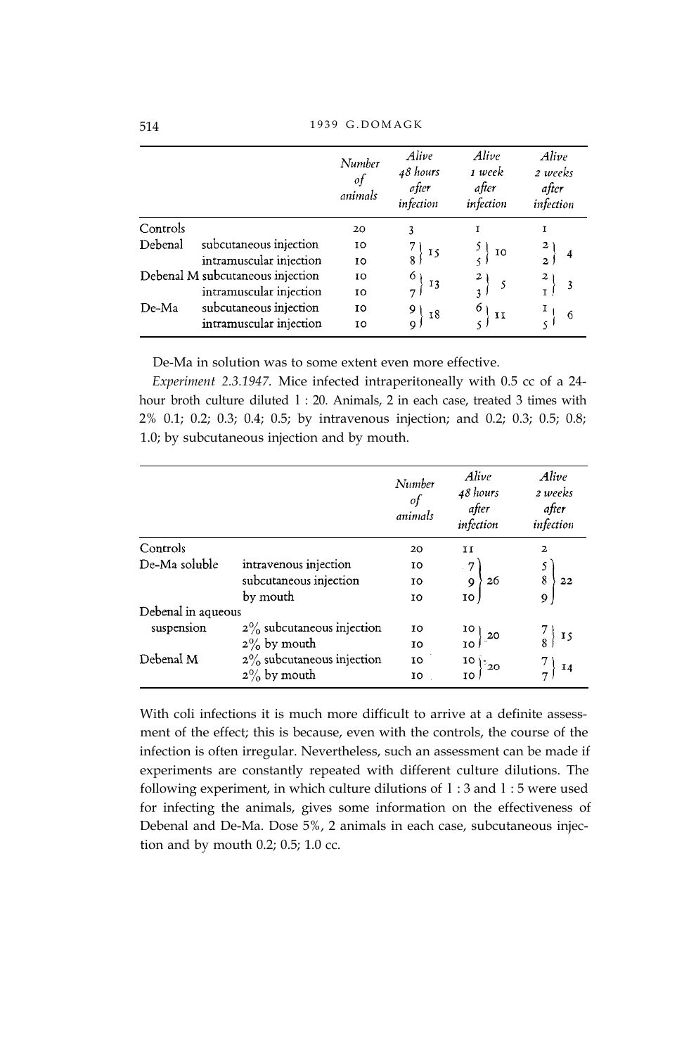| | | Number of animals | Alive 48 hours after infection | | Alive 1 week after infection | | Alive 2 weeks after infection | |
|---|---|---|---|---|---|---|---|---|
| Controls | | 20 | 3 | | 1 | | 1 | |
| Debenal | subcutaneous injection | 10 | 7 | 15 | 5 | 10 | 2 | 4 |
| | intramuscular injection | 10 | 8 | | 5 | | 2 | |
| Debenal M | subcutaneous injection | 10 | 6 | 13 | 2 | 5 | 2 | 3 |
| | intramuscular injection | 10 | 7 | | 3 | | 1 | |
| De-Ma | subcutaneous injection | 10 | 9 | 18 | 6 | 11 | 1 | 6 |
| | intramuscular injection | 10 | 9 | | 5 | | 5 | |

De-Ma in solution was to some extent even more effective.

*Experiment 2.3.1947.* Mice infected intraperitoneally with 0.5 cc of a 24-hour broth culture diluted 1 : 20. Animals, 2 in each case, treated 3 times with 2% 0.1; 0.2; 0.3; 0.4; 0.5; by intravenous injection; and 0.2; 0.3; 0.5; 0.8; 1.0; by subcutaneous injection and by mouth.

| | | Number of animals | Alive 48 hours after infection | | Alive 2 weeks after infection | |
|---|---|---|---|---|---|---|
| Controls | | 20 | 11 | | 2 | |
| De-Ma soluble | intravenous injection | 10 | 7 | 26 | 5 | 22 |
| | subcutaneous injection | 10 | 9 | | 8 | |
| | by mouth | 10 | 10 | | 9 | |
| Debenal in aqueous suspension | 2% subcutaneous injection | 10 | 10 | 20 | 7 | 15 |
| | 2% by mouth | 10 | 10 | | 8 | |
| Debenal M | 2% subcutaneous injection | 10 | 10 | 20 | 7 | 14 |
| | 2% by mouth | 10 | 10 | | 7 | |

With coli infections it is much more difficult to arrive at a definite assessment of the effect; this is because, even with the controls, the course of the infection is often irregular. Nevertheless, such an assessment can be made if experiments are constantly repeated with different culture dilutions. The following experiment, in which culture dilutions of 1 : 3 and 1 : 5 were used for infecting the animals, gives some information on the effectiveness of Debenal and De-Ma. Dose 5%, 2 animals in each case, subcutaneous injection and by mouth 0.2; 0.5; 1.0 cc.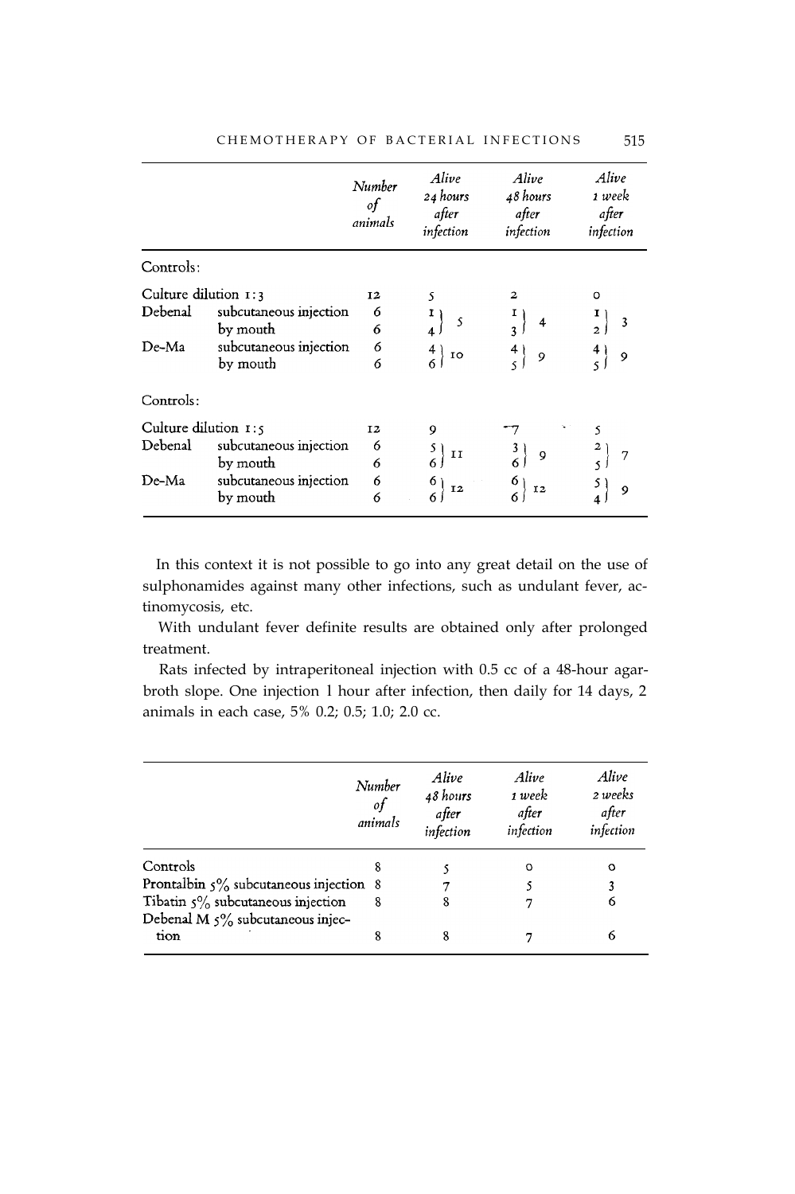| | | Number of animals | Alive 24 hours after infection | Alive 48 hours after infection | Alive 1 week after infection |
|---|---|---|---|---|---|
| Controls: | | | | | |
| Culture dilution 1:3 | | 12 | 5 | 2 | 0 |
| Debenal | subcutaneous injection | 6 | 1 } 5 | 1 } 4 | 1 } 3 |
| | by mouth | 6 | 4 | 3 | 2 |
| De-Ma | subcutaneous injection | 6 | 4 } 10 | 4 } 9 | 4 } 9 |
| | by mouth | 6 | 6 | 5 | 5 |
| Controls: | | | | | |
| Culture dilution 1:5 | | 12 | 9 | 7 | 5 |
| Debenal | subcutaneous injection | 6 | 5 } 11 | 3 } 9 | 2 } 7 |
| | by mouth | 6 | 6 | 6 | 5 |
| De-Ma | subcutaneous injection | 6 | 6 } 12 | 6 } 12 | 5 } 9 |
| | by mouth | 6 | 6 | 6 | 4 |

In this context it is not possible to go into any great detail on the use of sulphonamides against many other infections, such as undulant fever, actinomycosis, etc.

With undulant fever definite results are obtained only after prolonged treatment.

Rats infected by intraperitoneal injection with 0.5 cc of a 48-hour agar-broth slope. One injection 1 hour after infection, then daily for 14 days, 2 animals in each case, 5% 0.2; 0.5; 1.0; 2.0 cc.

| | Number of animals | Alive 48 hours after infection | Alive 1 week after infection | Alive 2 weeks after infection |
|---|---|---|---|---|
| Controls | 8 | 5 | 0 | 0 |
| Prontalbin 5% subcutaneous injection | 8 | 7 | 5 | 3 |
| Tibatin 5% subcutaneous injection | 8 | 8 | 7 | 6 |
| Debenal M 5% subcutaneous injection | 8 | 8 | 7 | 6 |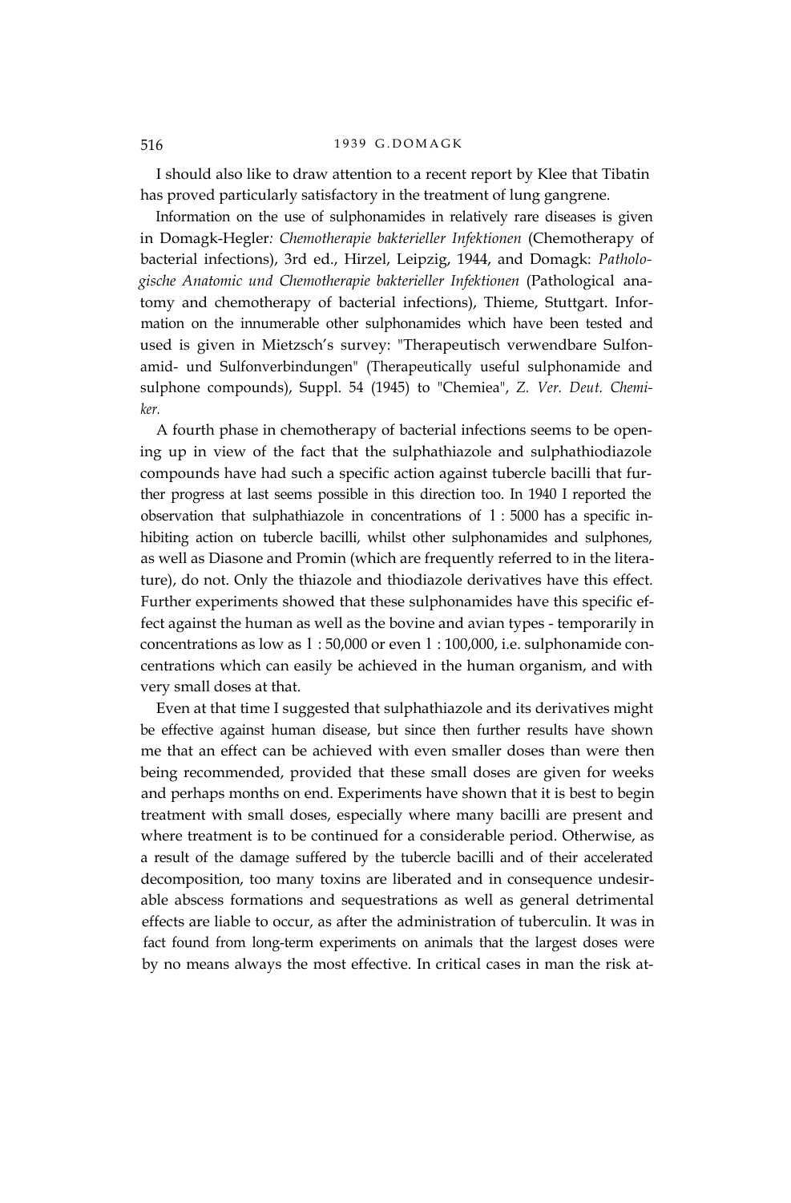I should also like to draw attention to a recent report by Klee that Tibatin has proved particularly satisfactory in the treatment of lung gangrene.

Information on the use of sulphonamides in relatively rare diseases is given in Domagk-Hegler*: Chemotherapie bakterieller Infektionen* (Chemotherapy of bacterial infections), 3rd ed., Hirzel, Leipzig, 1944, and Domagk: *Pathologische Anatomic und Chemotherapie bakterieller Infektionen* (Pathological anatomy and chemotherapy of bacterial infections), Thieme, Stuttgart. Information on the innumerable other sulphonamides which have been tested and used is given in Mietzsch's survey: "Therapeutisch verwendbare Sulfonamid- und Sulfonverbindungen" (Therapeutically useful sulphonamide and sulphone compounds), Suppl. 54 (1945) to "Chemiea", *Z. Ver. Deut. Chemiker.*

A fourth phase in chemotherapy of bacterial infections seems to be opening up in view of the fact that the sulphathiazole and sulphathiodiazole compounds have had such a specific action against tubercle bacilli that further progress at last seems possible in this direction too. In 1940 I reported the observation that sulphathiazole in concentrations of 1 : 5000 has a specific inhibiting action on tubercle bacilli, whilst other sulphonamides and sulphones, as well as Diasone and Promin (which are frequently referred to in the literature), do not. Only the thiazole and thiodiazole derivatives have this effect. Further experiments showed that these sulphonamides have this specific effect against the human as well as the bovine and avian types - temporarily in concentrations as low as 1 : 50,000 or even 1 : 100,000, i.e. sulphonamide concentrations which can easily be achieved in the human organism, and with very small doses at that.

Even at that time I suggested that sulphathiazole and its derivatives might be effective against human disease, but since then further results have shown me that an effect can be achieved with even smaller doses than were then being recommended, provided that these small doses are given for weeks and perhaps months on end. Experiments have shown that it is best to begin treatment with small doses, especially where many bacilli are present and where treatment is to be continued for a considerable period. Otherwise, as a result of the damage suffered by the tubercle bacilli and of their accelerated decomposition, too many toxins are liberated and in consequence undesirable abscess formations and sequestrations as well as general detrimental effects are liable to occur, as after the administration of tuberculin. It was in fact found from long-term experiments on animals that the largest doses were by no means always the most effective. In critical cases in man the risk at-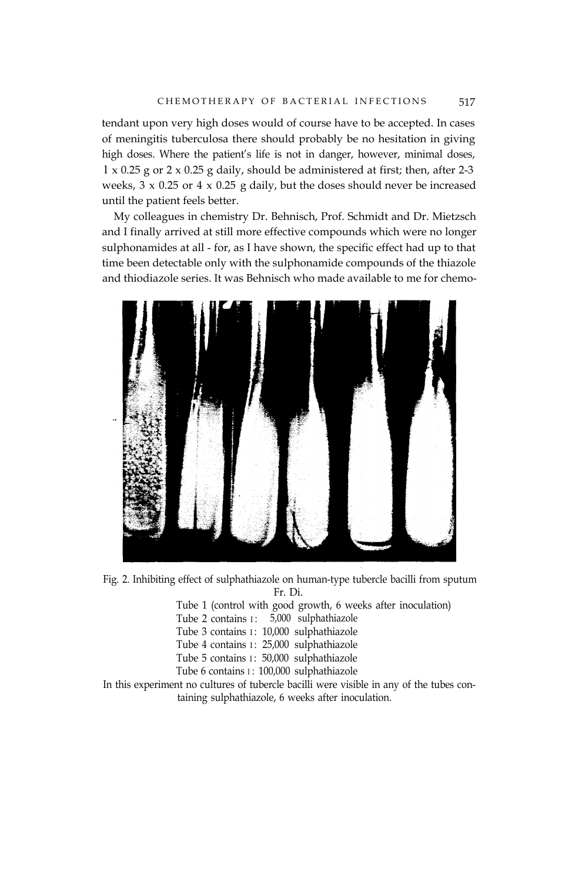tendant upon very high doses would of course have to be accepted. In cases of meningitis tuberculosa there should probably be no hesitation in giving high doses. Where the patient's life is not in danger, however, minimal doses, 1 x 0.25 g or 2 x 0.25 g daily, should be administered at first; then, after 2-3 weeks, 3 x 0.25 or 4 x 0.25 g daily, but the doses should never be increased until the patient feels better.

My colleagues in chemistry Dr. Behnisch, Prof. Schmidt and Dr. Mietzsch and I finally arrived at still more effective compounds which were no longer sulphonamides at all - for, as I have shown, the specific effect had up to that time been detectable only with the sulphonamide compounds of the thiazole and thiodiazole series. It was Behnisch who made available to me for chemo-

Fig. 2. Inhibiting effect of sulphathiazole on human-type tubercle bacilli from sputum Fr. Di.

Tube 1 (control with good growth, 6 weeks after inoculation)
Tube 2 contains 1 : 5,000 sulphathiazole
Tube 3 contains 1 : 10,000 sulphathiazole
Tube 4 contains 1 : 25,000 sulphathiazole
Tube 5 contains 1 : 50,000 sulphathiazole
Tube 6 contains 1 : 100,000 sulphathiazole

In this experiment no cultures of tubercle bacilli were visible in any of the tubes containing sulphathiazole, 6 weeks after inoculation.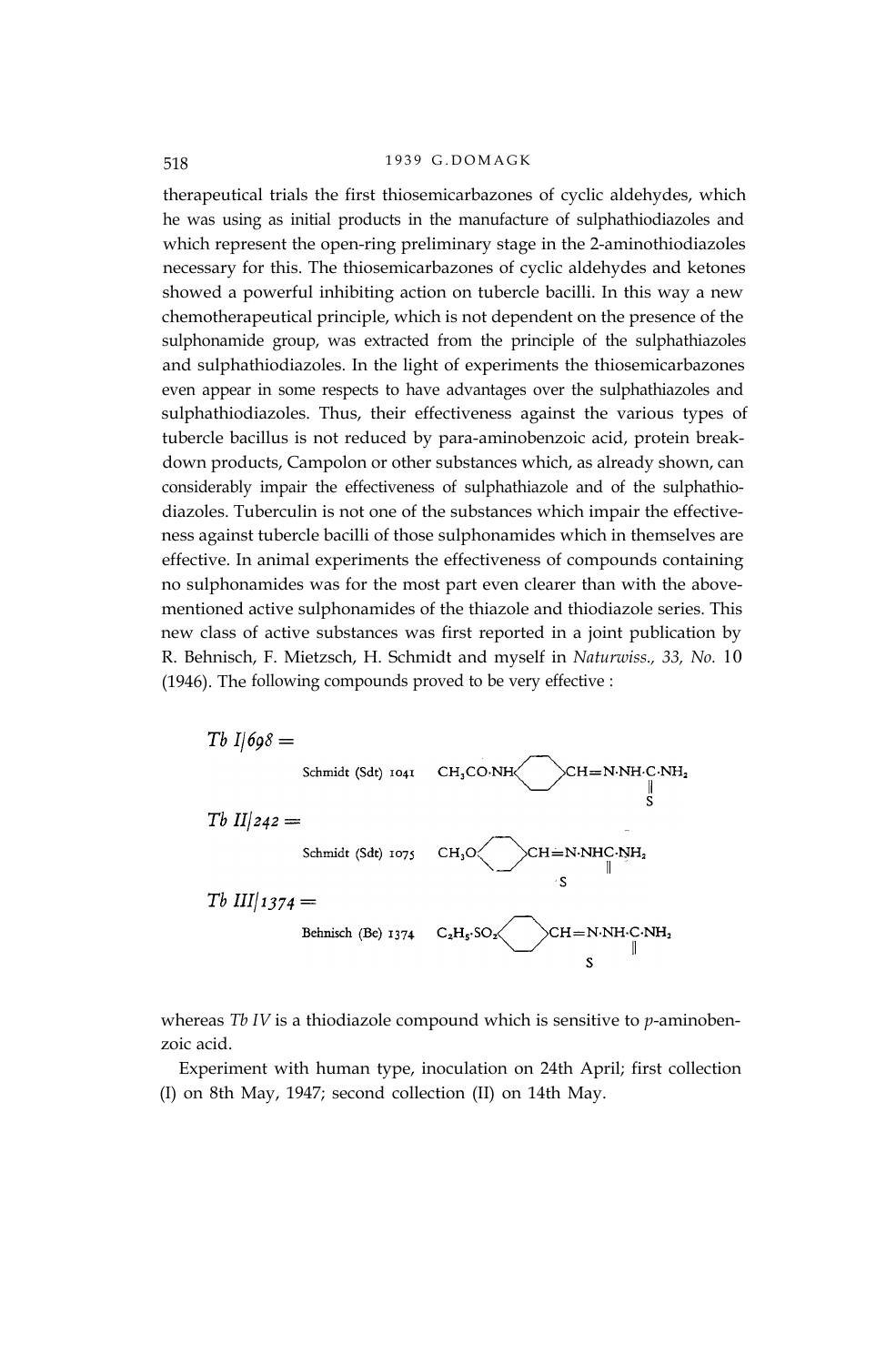therapeutical trials the first thiosemicarbazones of cyclic aldehydes, which he was using as initial products in the manufacture of sulphathiodiazoles and which represent the open-ring preliminary stage in the 2-aminothiodiazoles necessary for this. The thiosemicarbazones of cyclic aldehydes and ketones showed a powerful inhibiting action on tubercle bacilli. In this way a new chemotherapeutical principle, which is not dependent on the presence of the sulphonamide group, was extracted from the principle of the sulphathiazoles and sulphathiodiazoles. In the light of experiments the thiosemicarbazones even appear in some respects to have advantages over the sulphathiazoles and sulphathiodiazoles. Thus, their effectiveness against the various types of tubercle bacillus is not reduced by para-aminobenzoic acid, protein breakdown products, Campolon or other substances which, as already shown, can considerably impair the effectiveness of sulphathiazole and of the sulphathiodiazoles. Tuberculin is not one of the substances which impair the effectiveness against tubercle bacilli of those sulphonamides which in themselves are effective. In animal experiments the effectiveness of compounds containing no sulphonamides was for the most part even clearer than with the above-mentioned active sulphonamides of the thiazole and thiodiazole series. This new class of active substances was first reported in a joint publication by R. Behnisch, F. Mietzsch, H. Schmidt and myself in *Naturwiss., 33, No.* 10 (1946). The following compounds proved to be very effective :

*Tb I/698* =

Schmidt (Sdt) 1041 $CH_3CO{\cdot}NH{-}C_6H_4{-}CH{=}N{\cdot}NH{\cdot}C({=}S){\cdot}NH_2$

*Tb II/242* =

Schmidt (Sdt) 1075 $CH_3O{-}C_6H_4{-}CH{=}N{\cdot}NHC({=}S){\cdot}NH_2$

*Tb III/1374* =

Behnisch (Be) 1374 $C_2H_5{\cdot}SO_2{-}C_6H_4{-}CH{=}N{\cdot}NH{\cdot}C({=}S){\cdot}NH_2$

whereas *Tb IV* is a thiodiazole compound which is sensitive to *p*-aminobenzoic acid.

Experiment with human type, inoculation on 24th April; first collection (I) on 8th May, 1947; second collection (II) on 14th May.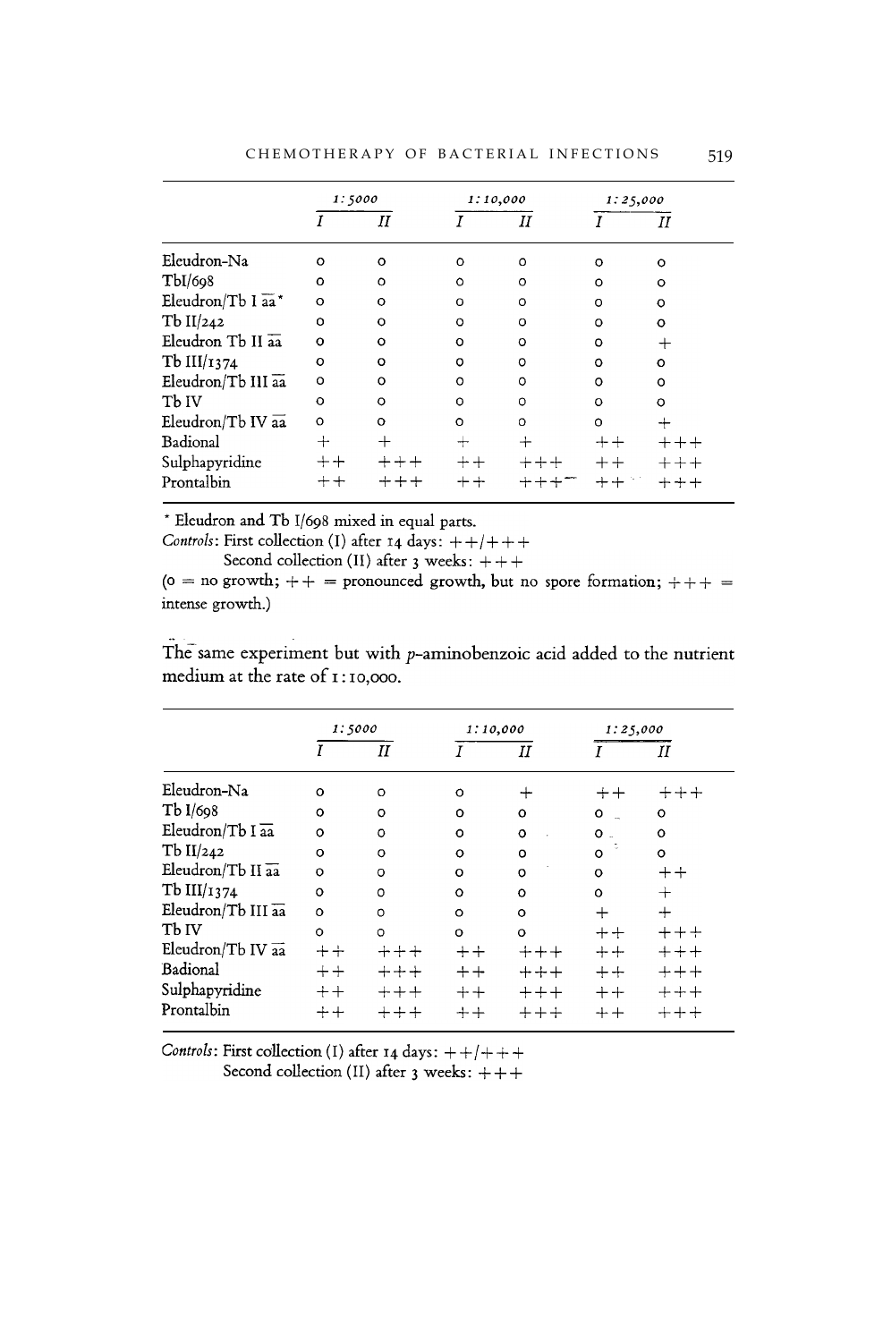| | 1:5000 | | 1:10,000 | | 1:25,000 | |
|---|---|---|---|---|---|---|
| | I | II | I | II | I | II |
| Eleudron-Na | o | o | o | o | o | o |
| TbI/698 | o | o | o | o | o | o |
| Eleudron/Tb I aa* | o | o | o | o | o | o |
| Tb II/242 | o | o | o | o | o | o |
| Eleudron Tb II aa | o | o | o | o | o | + |
| Tb III/1374 | o | o | o | o | o | o |
| Eleudron/Tb III aa | o | o | o | o | o | o |
| Tb IV | o | o | o | o | o | o |
| Eleudron/Tb IV aa | o | o | o | o | o | + |
| Badional | + | + | + | + | ++ | +++ |
| Sulphapyridine | ++ | +++ | ++ | +++ | ++ | +++ |
| Prontalbin | ++ | +++ | ++ | +++ | ++ | +++ |

\* Eleudron and Tb I/698 mixed in equal parts.

*Controls*: First collection (I) after 14 days: ++/+++

Second collection (II) after 3 weeks: +++

(o = no growth; ++ = pronounced growth, but no spore formation; +++ = intense growth.)

The same experiment but with *p*-aminobenzoic acid added to the nutrient medium at the rate of 1:10,000.

| | 1:5000 | | 1:10,000 | | 1:25,000 | |
|---|---|---|---|---|---|---|
| | I | II | I | II | I | II |
| Eleudron-Na | o | o | o | + | ++ | +++ |
| Tb I/698 | o | o | o | o | o | o |
| Eleudron/Tb I aa | o | o | o | o | o | o |
| Tb II/242 | o | o | o | o | o | o |
| Eleudron/Tb II aa | o | o | o | o | o | ++ |
| Tb III/1374 | o | o | o | o | o | + |
| Eleudron/Tb III aa | o | o | o | o | + | + |
| Tb IV | o | o | o | o | ++ | +++ |
| Eleudron/Tb IV aa | ++ | +++ | ++ | +++ | ++ | +++ |
| Badional | ++ | +++ | ++ | +++ | ++ | +++ |
| Sulphapyridine | ++ | +++ | ++ | +++ | ++ | +++ |
| Prontalbin | ++ | +++ | ++ | +++ | ++ | +++ |

*Controls*: First collection (I) after 14 days: ++/+++

Second collection (II) after 3 weeks: +++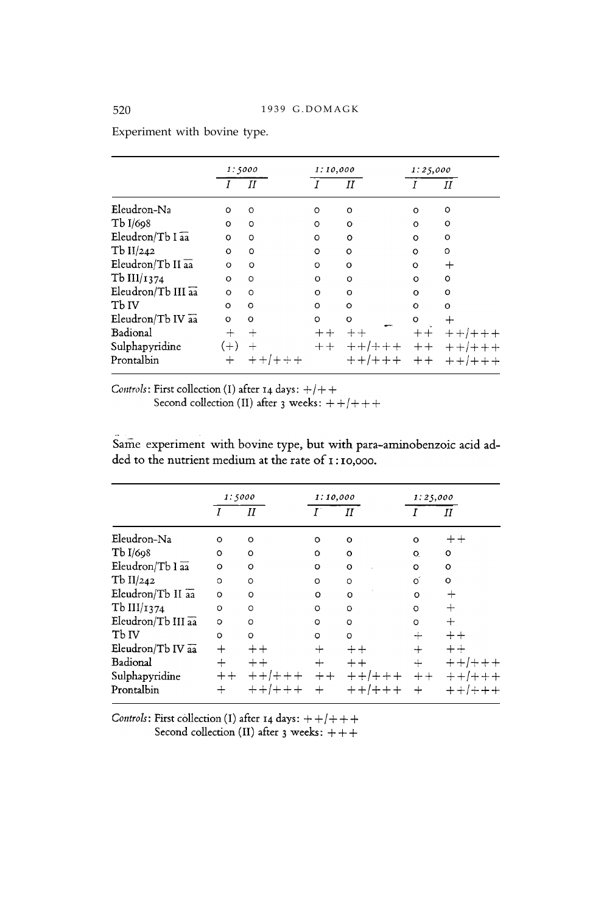Experiment with bovine type.

| | 1:5000 | | 1:10,000 | | 1:25,000 | |
|---|---|---|---|---|---|---|
| | *I* | *II* | *I* | *II* | *I* | *II* |
| Eleudron-Na | o | o | o | o | o | o |
| Tb I/698 | o | o | o | o | o | o |
| Eleudron/Tb I $\overline{aa}$ | o | o | o | o | o | o |
| Tb II/242 | o | o | o | o | o | o |
| Eleudron/Tb II $\overline{aa}$ | o | o | o | o | o | + |
| Tb III/1374 | o | o | o | o | o | o |
| Eleudron/Tb III $\overline{aa}$ | o | o | o | o | o | o |
| Tb IV | o | o | o | o | o | o |
| Eleudron/Tb IV $\overline{aa}$ | o | o | o | o | o | + |
| Badional | + | + | ++ | ++ | ++ | ++/+++ |
| Sulphapyridine | (+) | + | ++ | ++/+++ | ++ | ++/+++ |
| Prontalbin | + | ++/+++ | | ++/+++ | ++ | ++/+++ |

*Controls*: First collection (I) after 14 days: +/++
Second collection (II) after 3 weeks: ++/+++

Same experiment with bovine type, but with para-aminobenzoic acid added to the nutrient medium at the rate of 1:10,000.

| | 1:5000 | | 1:10,000 | | 1:25,000 | |
|---|---|---|---|---|---|---|
| | *I* | *II* | *I* | *II* | *I* | *II* |
| Eleudron-Na | o | o | o | o | o | ++ |
| Tb I/698 | o | o | o | o | o | o |
| Eleudron/Tb I $\overline{aa}$ | o | o | o | o | o | o |
| Tb II/242 | o | o | o | o | o | o |
| Eleudron/Tb II $\overline{aa}$ | o | o | o | o | o | + |
| Tb III/1374 | o | o | o | o | o | + |
| Eleudron/Tb III $\overline{aa}$ | o | o | o | o | o | + |
| Tb IV | o | o | o | o | + | ++ |
| Eleudron/Tb IV $\overline{aa}$ | + | ++ | + | ++ | + | ++ |
| Badional | + | ++ | + | ++ | + | ++/+++ |
| Sulphapyridine | ++ | ++/+++ | ++ | ++/+++ | ++ | ++/+++ |
| Prontalbin | + | ++/+++ | + | ++/+++ | + | ++/+++ |

*Controls*: First collection (I) after 14 days: ++/+++
Second collection (II) after 3 weeks: +++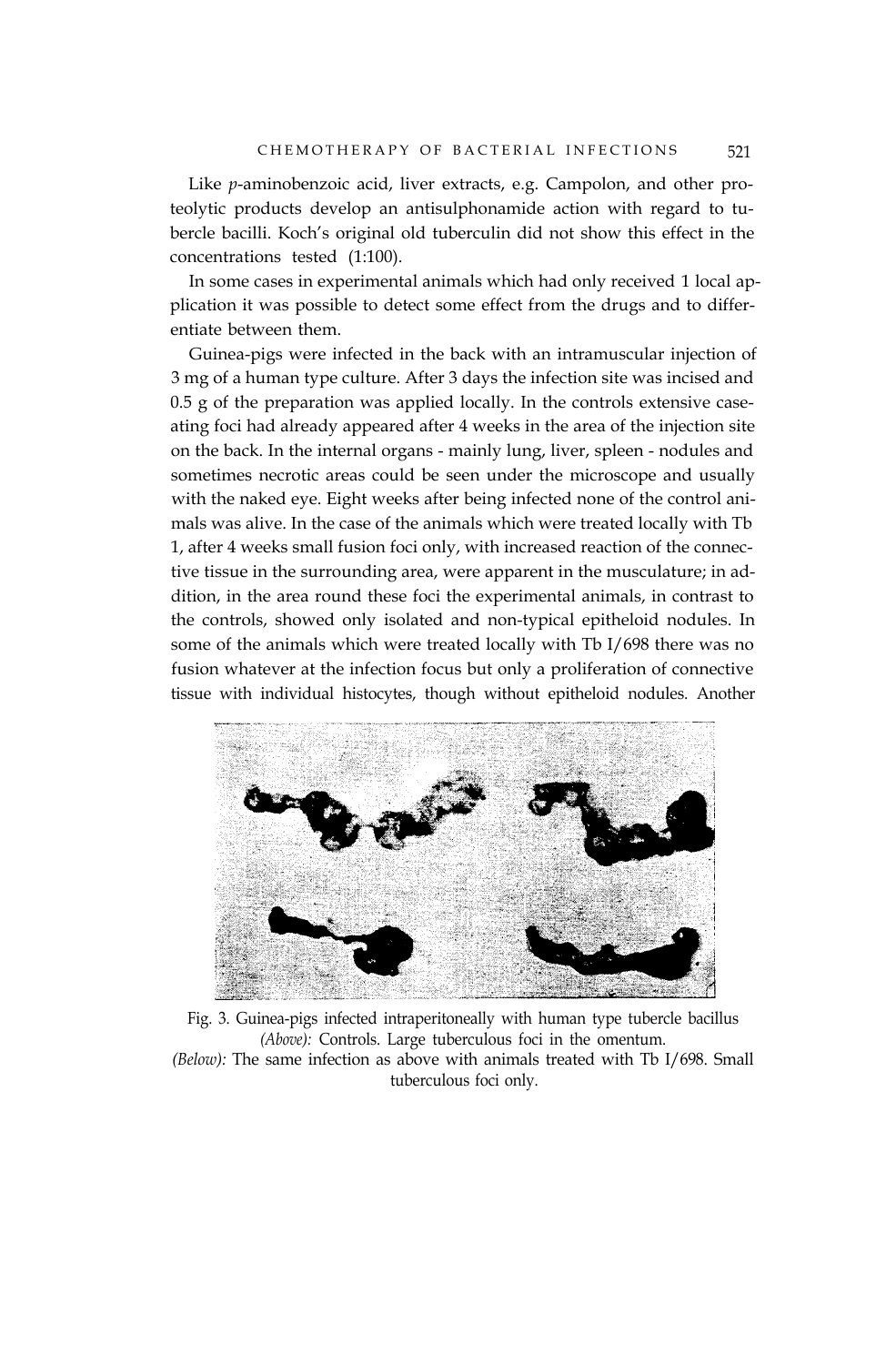Like *p*-aminobenzoic acid, liver extracts, e.g. Campolon, and other proteolytic products develop an antisulphonamide action with regard to tubercle bacilli. Koch's original old tuberculin did not show this effect in the concentrations tested (1:100).

In some cases in experimental animals which had only received 1 local application it was possible to detect some effect from the drugs and to differentiate between them.

Guinea-pigs were infected in the back with an intramuscular injection of 3 mg of a human type culture. After 3 days the infection site was incised and 0.5 g of the preparation was applied locally. In the controls extensive caseating foci had already appeared after 4 weeks in the area of the injection site on the back. In the internal organs - mainly lung, liver, spleen - nodules and sometimes necrotic areas could be seen under the microscope and usually with the naked eye. Eight weeks after being infected none of the control animals was alive. In the case of the animals which were treated locally with Tb 1, after 4 weeks small fusion foci only, with increased reaction of the connective tissue in the surrounding area, were apparent in the musculature; in addition, in the area round these foci the experimental animals, in contrast to the controls, showed only isolated and non-typical epitheloid nodules. In some of the animals which were treated locally with Tb I/698 there was no fusion whatever at the infection focus but only a proliferation of connective tissue with individual histocytes, though without epitheloid nodules. Another

Fig. 3. Guinea-pigs infected intraperitoneally with human type tubercle bacillus
*(Above):* Controls. Large tuberculous foci in the omentum.
*(Below):* The same infection as above with animals treated with Tb I/698. Small tuberculous foci only.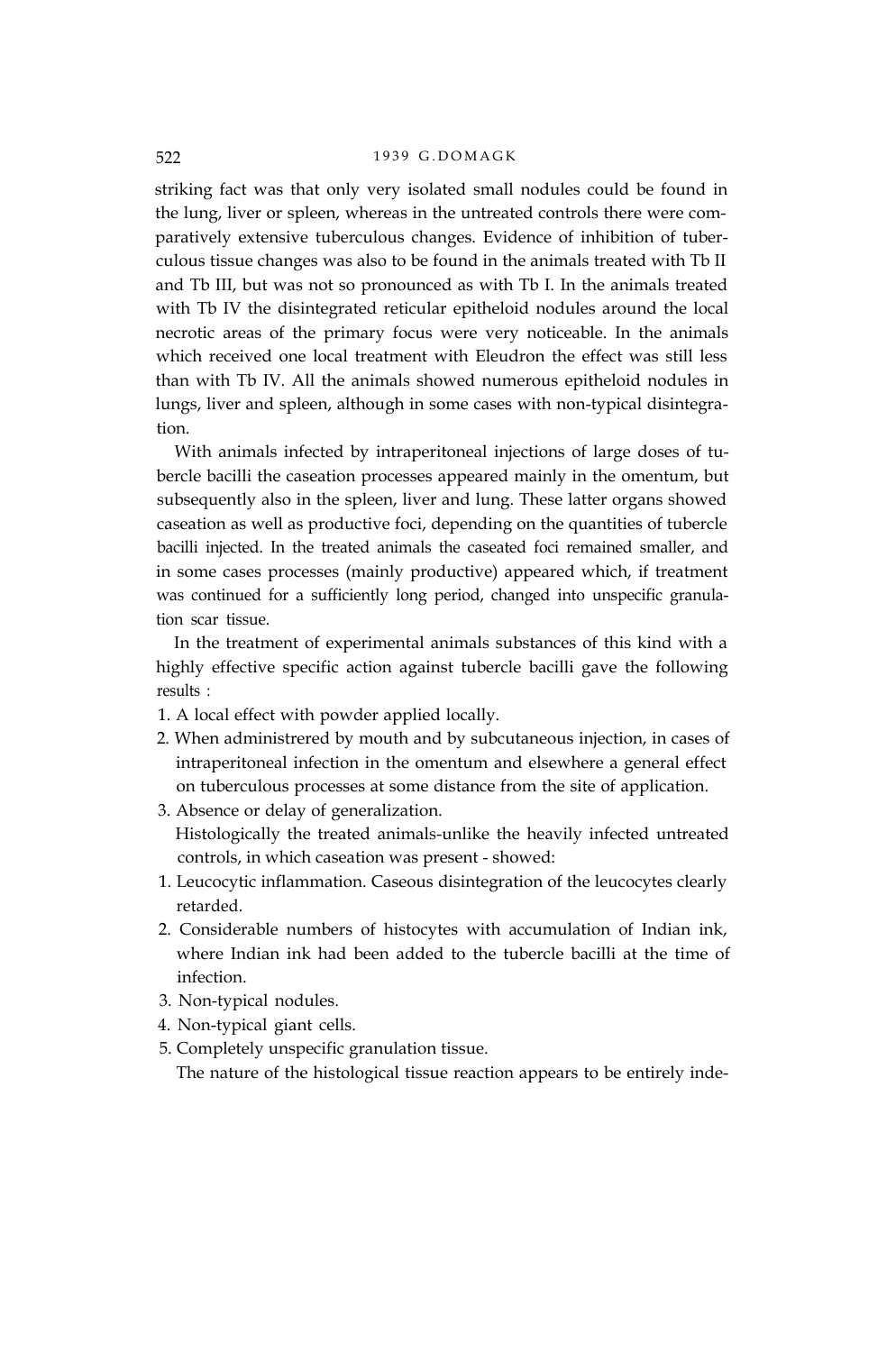striking fact was that only very isolated small nodules could be found in the lung, liver or spleen, whereas in the untreated controls there were comparatively extensive tuberculous changes. Evidence of inhibition of tuberculous tissue changes was also to be found in the animals treated with Tb II and Tb III, but was not so pronounced as with Tb I. In the animals treated with Tb IV the disintegrated reticular epitheloid nodules around the local necrotic areas of the primary focus were very noticeable. In the animals which received one local treatment with Eleudron the effect was still less than with Tb IV. All the animals showed numerous epitheloid nodules in lungs, liver and spleen, although in some cases with non-typical disintegration.

With animals infected by intraperitoneal injections of large doses of tubercle bacilli the caseation processes appeared mainly in the omentum, but subsequently also in the spleen, liver and lung. These latter organs showed caseation as well as productive foci, depending on the quantities of tubercle bacilli injected. In the treated animals the caseated foci remained smaller, and in some cases processes (mainly productive) appeared which, if treatment was continued for a sufficiently long period, changed into unspecific granulation scar tissue.

In the treatment of experimental animals substances of this kind with a highly effective specific action against tubercle bacilli gave the following results :

1. A local effect with powder applied locally.
2. When administrered by mouth and by subcutaneous injection, in cases of intraperitoneal infection in the omentum and elsewhere a general effect on tuberculous processes at some distance from the site of application.
3. Absence or delay of generalization.

Histologically the treated animals-unlike the heavily infected untreated controls, in which caseation was present - showed:

1. Leucocytic inflammation. Caseous disintegration of the leucocytes clearly retarded.
2. Considerable numbers of histocytes with accumulation of Indian ink, where Indian ink had been added to the tubercle bacilli at the time of infection.
3. Non-typical nodules.
4. Non-typical giant cells.
5. Completely unspecific granulation tissue.

The nature of the histological tissue reaction appears to be entirely inde-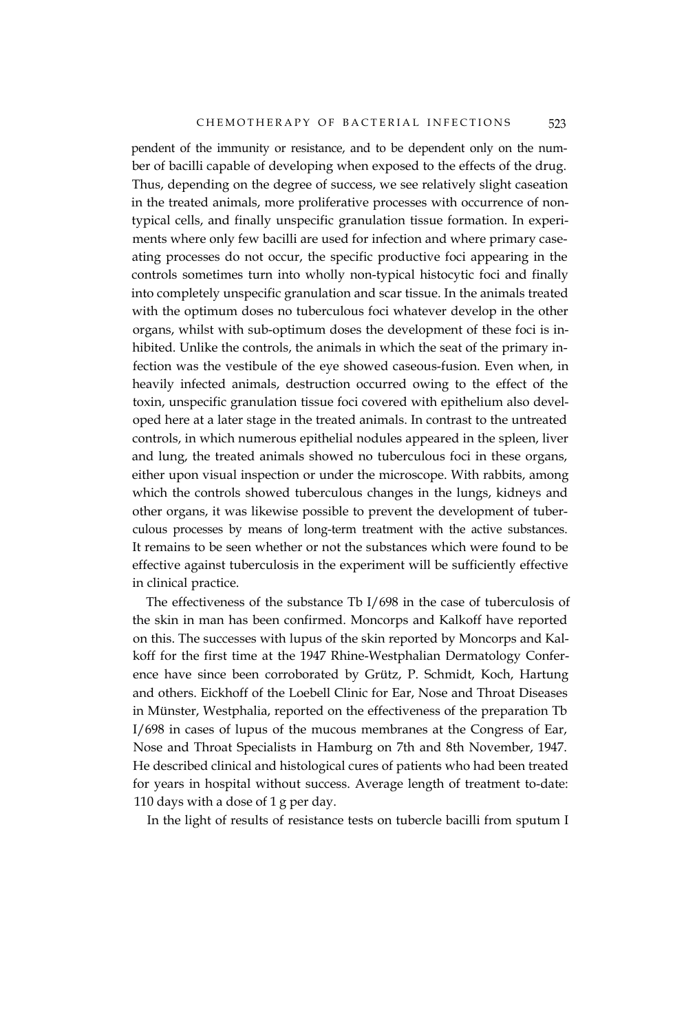pendent of the immunity or resistance, and to be dependent only on the number of bacilli capable of developing when exposed to the effects of the drug. Thus, depending on the degree of success, we see relatively slight caseation in the treated animals, more proliferative processes with occurrence of non-typical cells, and finally unspecific granulation tissue formation. In experiments where only few bacilli are used for infection and where primary caseating processes do not occur, the specific productive foci appearing in the controls sometimes turn into wholly non-typical histocytic foci and finally into completely unspecific granulation and scar tissue. In the animals treated with the optimum doses no tuberculous foci whatever develop in the other organs, whilst with sub-optimum doses the development of these foci is inhibited. Unlike the controls, the animals in which the seat of the primary infection was the vestibule of the eye showed caseous-fusion. Even when, in heavily infected animals, destruction occurred owing to the effect of the toxin, unspecific granulation tissue foci covered with epithelium also developed here at a later stage in the treated animals. In contrast to the untreated controls, in which numerous epithelial nodules appeared in the spleen, liver and lung, the treated animals showed no tuberculous foci in these organs, either upon visual inspection or under the microscope. With rabbits, among which the controls showed tuberculous changes in the lungs, kidneys and other organs, it was likewise possible to prevent the development of tuberculous processes by means of long-term treatment with the active substances. It remains to be seen whether or not the substances which were found to be effective against tuberculosis in the experiment will be sufficiently effective in clinical practice.

The effectiveness of the substance Tb I/698 in the case of tuberculosis of the skin in man has been confirmed. Moncorps and Kalkoff have reported on this. The successes with lupus of the skin reported by Moncorps and Kalkoff for the first time at the 1947 Rhine-Westphalian Dermatology Conference have since been corroborated by Grütz, P. Schmidt, Koch, Hartung and others. Eickhoff of the Loebell Clinic for Ear, Nose and Throat Diseases in Münster, Westphalia, reported on the effectiveness of the preparation Tb I/698 in cases of lupus of the mucous membranes at the Congress of Ear, Nose and Throat Specialists in Hamburg on 7th and 8th November, 1947. He described clinical and histological cures of patients who had been treated for years in hospital without success. Average length of treatment to-date: 110 days with a dose of 1 g per day.

In the light of results of resistance tests on tubercle bacilli from sputum I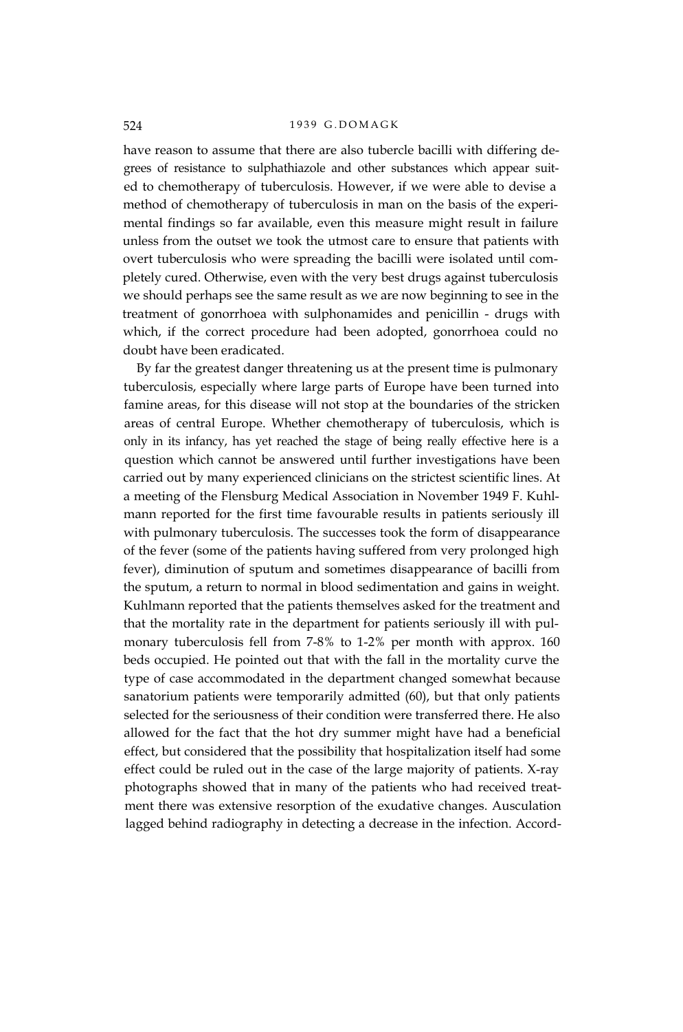have reason to assume that there are also tubercle bacilli with differing degrees of resistance to sulphathiazole and other substances which appear suited to chemotherapy of tuberculosis. However, if we were able to devise a method of chemotherapy of tuberculosis in man on the basis of the experimental findings so far available, even this measure might result in failure unless from the outset we took the utmost care to ensure that patients with overt tuberculosis who were spreading the bacilli were isolated until completely cured. Otherwise, even with the very best drugs against tuberculosis we should perhaps see the same result as we are now beginning to see in the treatment of gonorrhoea with sulphonamides and penicillin - drugs with which, if the correct procedure had been adopted, gonorrhoea could no doubt have been eradicated.

By far the greatest danger threatening us at the present time is pulmonary tuberculosis, especially where large parts of Europe have been turned into famine areas, for this disease will not stop at the boundaries of the stricken areas of central Europe. Whether chemotherapy of tuberculosis, which is only in its infancy, has yet reached the stage of being really effective here is a question which cannot be answered until further investigations have been carried out by many experienced clinicians on the strictest scientific lines. At a meeting of the Flensburg Medical Association in November 1949 F. Kuhlmann reported for the first time favourable results in patients seriously ill with pulmonary tuberculosis. The successes took the form of disappearance of the fever (some of the patients having suffered from very prolonged high fever), diminution of sputum and sometimes disappearance of bacilli from the sputum, a return to normal in blood sedimentation and gains in weight. Kuhlmann reported that the patients themselves asked for the treatment and that the mortality rate in the department for patients seriously ill with pulmonary tuberculosis fell from 7-8% to 1-2% per month with approx. 160 beds occupied. He pointed out that with the fall in the mortality curve the type of case accommodated in the department changed somewhat because sanatorium patients were temporarily admitted (60), but that only patients selected for the seriousness of their condition were transferred there. He also allowed for the fact that the hot dry summer might have had a beneficial effect, but considered that the possibility that hospitalization itself had some effect could be ruled out in the case of the large majority of patients. X-ray photographs showed that in many of the patients who had received treatment there was extensive resorption of the exudative changes. Ausculation lagged behind radiography in detecting a decrease in the infection. Accord-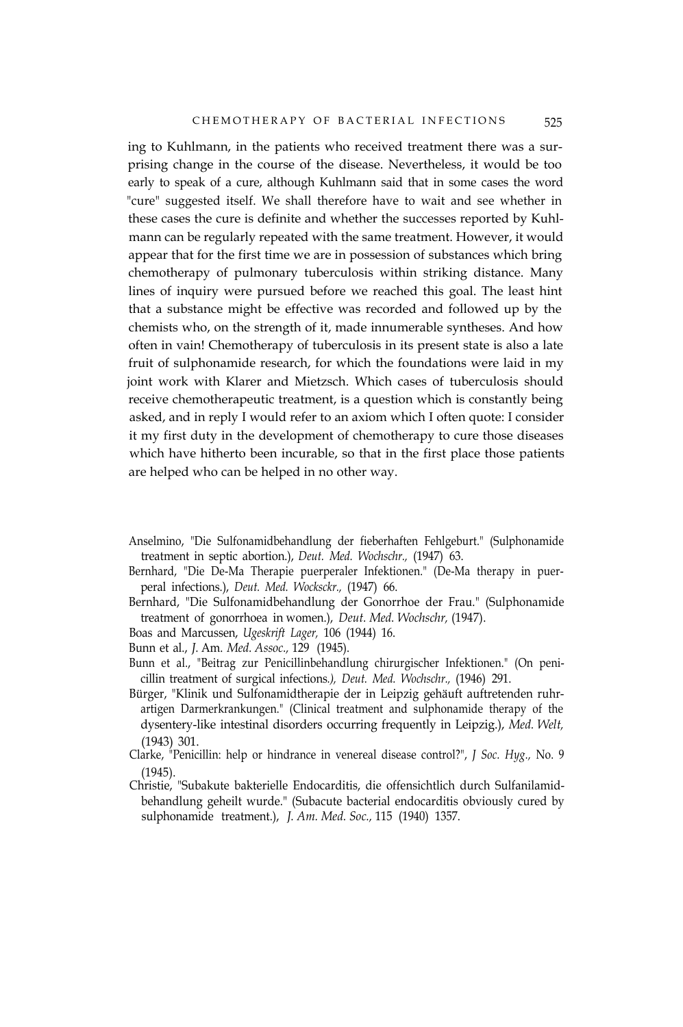ing to Kuhlmann, in the patients who received treatment there was a surprising change in the course of the disease. Nevertheless, it would be too early to speak of a cure, although Kuhlmann said that in some cases the word "cure" suggested itself. We shall therefore have to wait and see whether in these cases the cure is definite and whether the successes reported by Kuhlmann can be regularly repeated with the same treatment. However, it would appear that for the first time we are in possession of substances which bring chemotherapy of pulmonary tuberculosis within striking distance. Many lines of inquiry were pursued before we reached this goal. The least hint that a substance might be effective was recorded and followed up by the chemists who, on the strength of it, made innumerable syntheses. And how often in vain! Chemotherapy of tuberculosis in its present state is also a late fruit of sulphonamide research, for which the foundations were laid in my joint work with Klarer and Mietzsch. Which cases of tuberculosis should receive chemotherapeutic treatment, is a question which is constantly being asked, and in reply I would refer to an axiom which I often quote: I consider it my first duty in the development of chemotherapy to cure those diseases which have hitherto been incurable, so that in the first place those patients are helped who can be helped in no other way.

Anselmino, "Die Sulfonamidbehandlung der fieberhaften Fehlgeburt." (Sulphonamide treatment in septic abortion.), *Deut. Med. Wochschr.,* (1947) 63.

Bernhard, "Die De-Ma Therapie puerperaler Infektionen." (De-Ma therapy in puerperal infections.), *Deut. Med. Wocksckr.,* (1947) 66.

Bernhard, "Die Sulfonamidbehandlung der Gonorrhoe der Frau." (Sulphonamide treatment of gonorrhoea in women.), *Deut. Med. Wochschr,* (1947).

Boas and Marcussen, *Ugeskrift Lager,* 106 (1944) 16.

Bunn et al., *J.* Am. *Med. Assoc.,* 129 (1945).

Bunn et al., "Beitrag zur Penicillinbehandlung chirurgischer Infektionen." (On penicillin treatment of surgical infections.), *Deut. Med. Wochschr.,* (1946) 291.

Bürger, "Klinik und Sulfonamidtherapie der in Leipzig gehäuft auftretenden ruhrartigen Darmerkrankungen." (Clinical treatment and sulphonamide therapy of the dysentery-like intestinal disorders occurring frequently in Leipzig.), *Med. Welt,* (1943) 301.

Clarke, "Penicillin: help or hindrance in venereal disease control?", *J Soc. Hyg.,* No. 9 (1945).

Christie, "Subakute bakterielle Endocarditis, die offensichtlich durch Sulfanilamidbehandlung geheilt wurde." (Subacute bacterial endocarditis obviously cured by sulphonamide treatment.), *J. Am. Med. Soc.,* 115 (1940) 1357.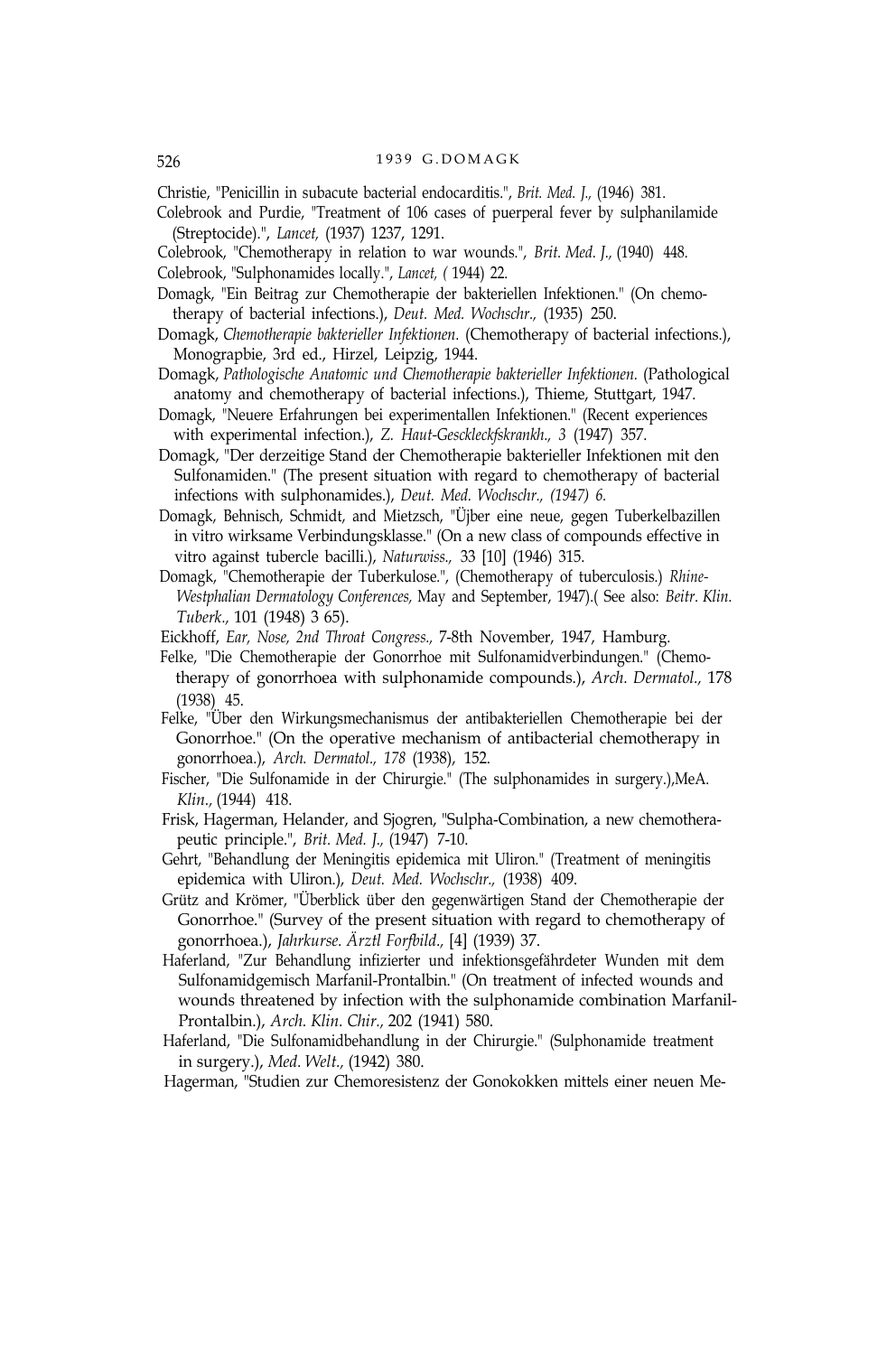Christie, "Penicillin in subacute bacterial endocarditis.", *Brit. Med. J.,* (1946) 381.

Colebrook and Purdie, "Treatment of 106 cases of puerperal fever by sulphanilamide (Streptocide).", *Lancet,* (1937) 1237, 1291.

Colebrook, "Chemotherapy in relation to war wounds.", *Brit. Med. J.,* (1940) 448.

Colebrook, "Sulphonamides locally.", *Lancet, (* 1944) 22.

Domagk, "Ein Beitrag zur Chemotherapie der bakteriellen Infektionen." (On chemotherapy of bacterial infections.), *Deut. Med. Wochschr.,* (1935) 250.

Domagk, *Chemotherapie bakterieller Infektionen.* (Chemotherapy of bacterial infections.), Monograpbie, 3rd ed., Hirzel, Leipzig, 1944.

Domagk, *Pathologische Anatomic und Chemotherapie bakterieller Infektionen.* (Pathological anatomy and chemotherapy of bacterial infections.), Thieme, Stuttgart, 1947.

Domagk, "Neuere Erfahrungen bei experimentallen Infektionen." (Recent experiences with experimental infection.), *Z. Haut-Gesckleckfskrankh., 3* (1947) 357.

Domagk, "Der derzeitige Stand der Chemotherapie bakterieller Infektionen mit den Sulfonamiden." (The present situation with regard to chemotherapy of bacterial infections with sulphonamides.), *Deut. Med. Wochschr., (1947) 6.*

Domagk, Behnisch, Schmidt, and Mietzsch, "Üjber eine neue, gegen Tuberkelbazillen in vitro wirksame Verbindungsklasse." (On a new class of compounds effective in vitro against tubercle bacilli.), *Naturwiss.,* 33 [10] (1946) 315.

Domagk, "Chemotherapie der Tuberkulose.", (Chemotherapy of tuberculosis.) *Rhine-Westphalian Dermatology Conferences,* May and September, 1947).( See also: *Beitr. Klin. Tuberk.,* 101 (1948) 3 65).

Eickhoff, *Ear, Nose, 2nd Throat Congress.,* 7-8th November, 1947, Hamburg.

Felke, "Die Chemotherapie der Gonorrhoe mit Sulfonamidverbindungen." (Chemotherapy of gonorrhoea with sulphonamide compounds.), *Arch. Dermatol.,* 178 (1938) 45.

Felke, "Über den Wirkungsmechanismus der antibakteriellen Chemotherapie bei der Gonorrhoe." (On the operative mechanism of antibacterial chemotherapy in gonorrhoea.), *Arch. Dermatol., 178* (1938), 152.

Fischer, "Die Sulfonamide in der Chirurgie." (The sulphonamides in surgery.),MeA. *Klin.,* (1944) 418.

Frisk, Hagerman, Helander, and Sjogren, "Sulpha-Combination, a new chemotherapeutic principle.", *Brit. Med. J.,* (1947) 7-10.

Gehrt, "Behandlung der Meningitis epidemica mit Uliron." (Treatment of meningitis epidemica with Uliron.), *Deut. Med. Wochschr.,* (1938) 409.

Grütz and Krömer, "Überblick über den gegenwärtigen Stand der Chemotherapie der Gonorrhoe." (Survey of the present situation with regard to chemotherapy of gonorrhoea.), *Jahrkurse. Ärztl Forfbild.,* [4] (1939) 37.

Haferland, "Zur Behandlung infizierter und infektionsgefährdeter Wunden mit dem Sulfonamidgemisch Marfanil-Prontalbin." (On treatment of infected wounds and wounds threatened by infection with the sulphonamide combination Marfanil-Prontalbin.), *Arch. Klin. Chir.,* 202 (1941) 580.

Haferland, "Die Sulfonamidbehandlung in der Chirurgie." (Sulphonamide treatment in surgery.), *Med. Welt.,* (1942) 380.

Hagerman, "Studien zur Chemoresistenz der Gonokokken mittels einer neuen Me-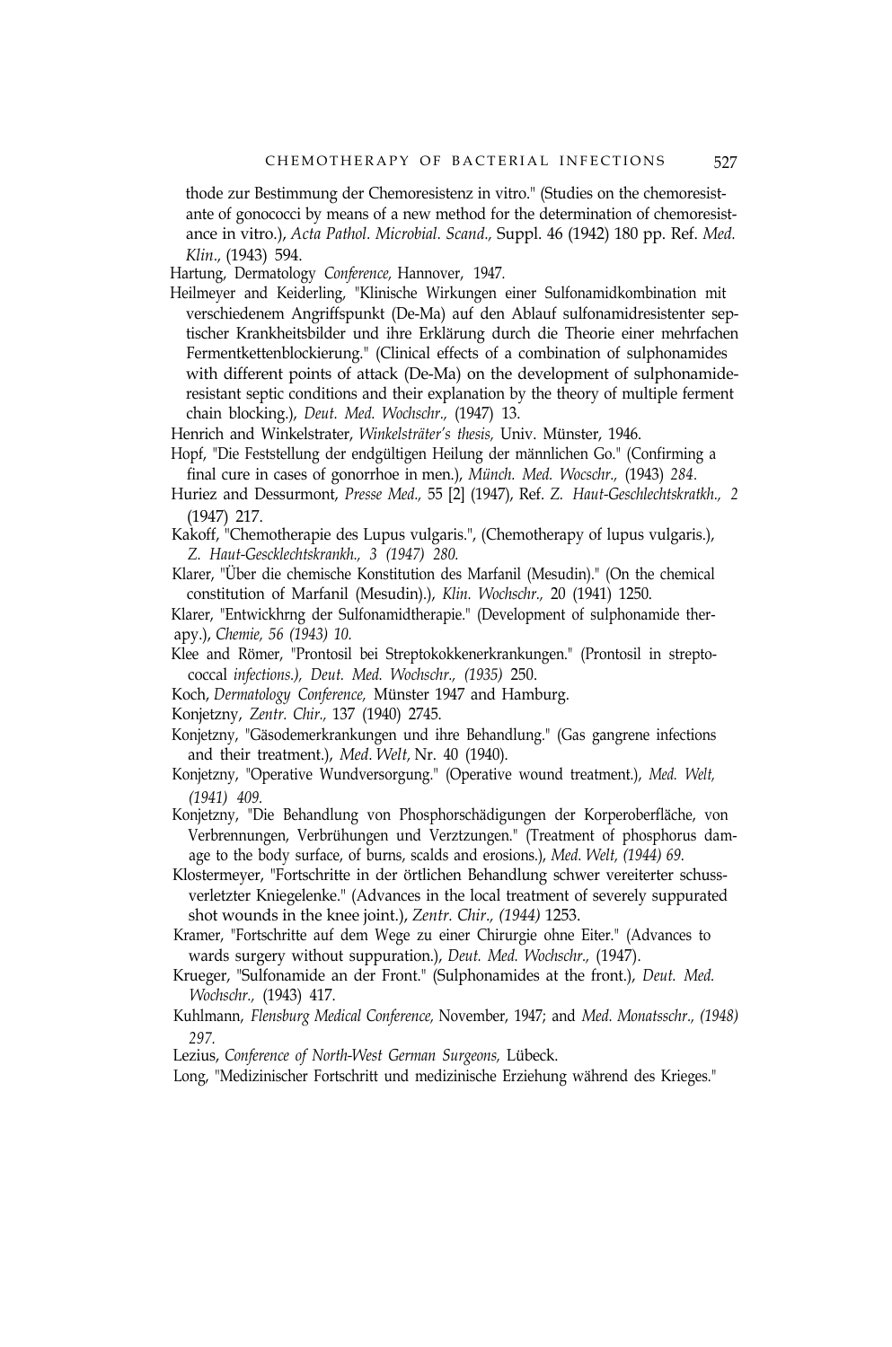thode zur Bestimmung der Chemoresistenz in vitro." (Studies on the chemoresistante of gonococci by means of a new method for the determination of chemoresistance in vitro.), *Acta Pathol. Microbial. Scand.,* Suppl. 46 (1942) 180 pp. Ref. *Med. Klin.,* (1943) 594.

Hartung, Dermatology *Conference,* Hannover, 1947.

Heilmeyer and Keiderling, "Klinische Wirkungen einer Sulfonamidkombination mit verschiedenem Angriffspunkt (De-Ma) auf den Ablauf sulfonamidresistenter septischer Krankheitsbilder und ihre Erklärung durch die Theorie einer mehrfachen Fermentkettenblockierung." (Clinical effects of a combination of sulphonamides with different points of attack (De-Ma) on the development of sulphonamide-resistant septic conditions and their explanation by the theory of multiple ferment chain blocking.), *Deut. Med. Wochschr.,* (1947) 13.

Henrich and Winkelstrater, *Winkelsträter's thesis,* Univ. Münster, 1946.

Hopf, "Die Feststellung der endgültigen Heilung der männlichen Go." (Confirming a final cure in cases of gonorrhoe in men.), *Münch. Med. Wocschr.,* (1943) *284.*

Huriez and Dessurmont, *Presse Med.,* 55 [2] (1947), Ref. *Z. Haut-Geschlechtskratkh., 2* (1947) 217.

Kakoff, "Chemotherapie des Lupus vulgaris.", (Chemotherapy of lupus vulgaris.), *Z. Haut-Gescklechtskrankh., 3 (1947) 280.*

Klarer, "Über die chemische Konstitution des Marfanil (Mesudin)." (On the chemical constitution of Marfanil (Mesudin).), *Klin. Wochschr.,* 20 (1941) 1250.

Klarer, "Entwickhrng der Sulfonamidtherapie." (Development of sulphonamide therapy.), *Chemie, 56 (1943) 10.*

Klee and Römer, "Prontosil bei Streptokokkenerkrankungen." (Prontosil in streptococcal *infections.), Deut. Med. Wochschr., (1935)* 250.

Koch, *Dermatology Conference,* Münster 1947 and Hamburg.

Konjetzny, *Zentr. Chir.,* 137 (1940) 2745.

Konjetzny, "Gäsodemerkrankungen und ihre Behandlung." (Gas gangrene infections and their treatment.), *Med. Welt,* Nr. 40 (1940).

Konjetzny, "Operative Wundversorgung." (Operative wound treatment.), *Med. Welt, (1941) 409.*

Konjetzny, "Die Behandlung von Phosphorschädigungen der Korperoberfläche, von Verbrennungen, Verbrühungen und Verztzungen." (Treatment of phosphorus damage to the body surface, of burns, scalds and erosions.), *Med. Welt, (1944) 69.*

Klostermeyer, "Fortschritte in der örtlichen Behandlung schwer vereiterter schussverletzter Kniegelenke." (Advances in the local treatment of severely suppurated shot wounds in the knee joint.), *Zentr. Chir., (1944)* 1253.

Kramer, "Fortschritte auf dem Wege zu einer Chirurgie ohne Eiter." (Advances to wards surgery without suppuration.), *Deut. Med. Wochschr.,* (1947).

Krueger, "Sulfonamide an der Front." (Sulphonamides at the front.), *Deut. Med. Wochschr.,* (1943) 417.

Kuhlmann, *Flensburg Medical Conference,* November, 1947; and *Med. Monatsschr., (1948) 297.*

Lezius, *Conference of North-West German Surgeons,* Lübeck.

Long, "Medizinischer Fortschritt und medizinische Erziehung während des Krieges."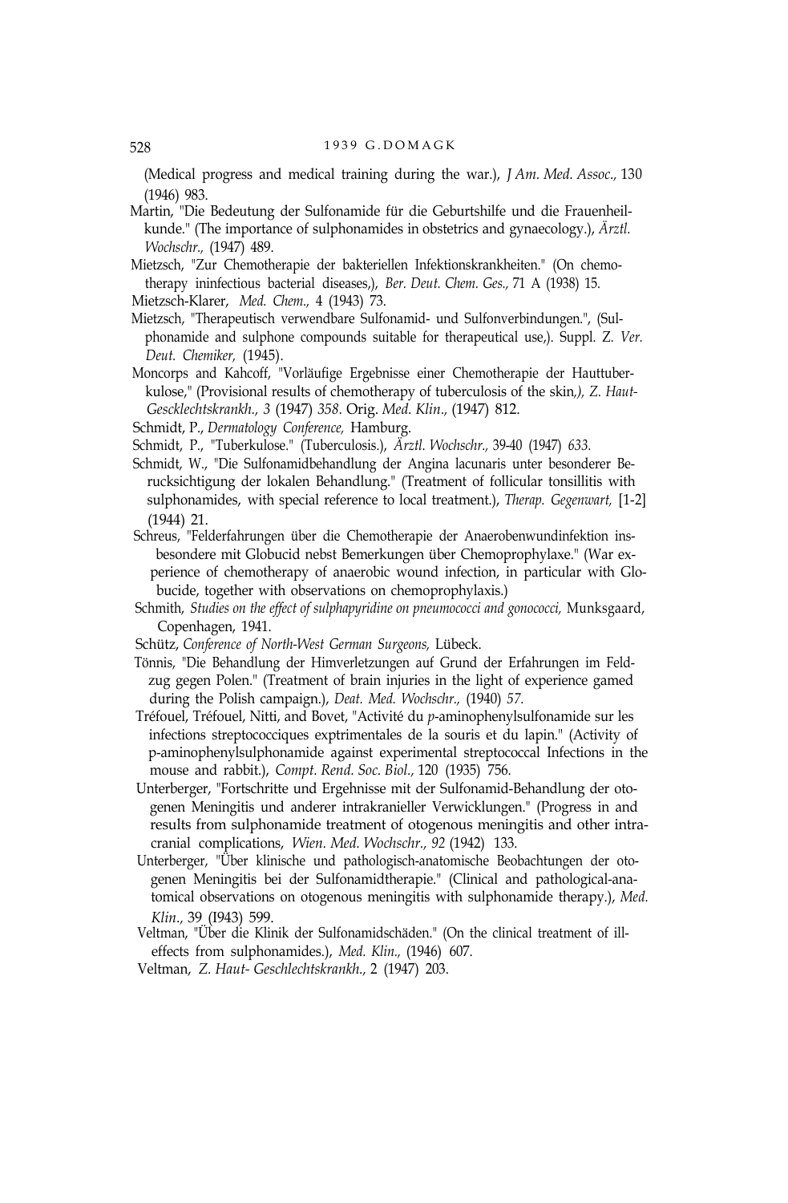(Medical progress and medical training during the war.), *J Am. Med. Assoc.*, 130 (1946) 983.

Martin, "Die Bedeutung der Sulfonamide für die Geburtshilfe und die Frauenheilkunde." (The importance of sulphonamides in obstetrics and gynaecology.), *Ärztl. Wochschr.*, (1947) 489.

Mietzsch, "Zur Chemotherapie der bakteriellen Infektionskrankheiten." (On chemotherapy ininfectious bacterial diseases,), *Ber. Deut. Chem. Ges.*, 71 A (1938) 15.

Mietzsch-Klarer, *Med. Chem.*, 4 (1943) 73.

Mietzsch, "Therapeutisch verwendbare Sulfonamid- und Sulfonverbindungen.", (Sulphonamide and sulphone compounds suitable for therapeutical use,). Suppl. Z. *Ver. Deut. Chemiker*, (1945).

Moncorps and Kahcoff, "Vorläufige Ergebnisse einer Chemotherapie der Hauttuberkulose," (Provisional results of chemotherapy of tuberculosis of the skin,), *Z. Haut-Gescklechtskrankh.*, *3* (1947) *358*. Orig. *Med. Klin.*, (1947) 812.

Schmidt, P., *Dermatology Conference*, Hamburg.

Schmidt, P., "Tuberkulose." (Tuberculosis.), *Ärztl. Wochschr.*, 39-40 (1947) *633*.

Schmidt, W., "Die Sulfonamidbehandlung der Angina lacunaris unter besonderer Berucksichtigung der lokalen Behandlung." (Treatment of follicular tonsillitis with sulphonamides, with special reference to local treatment.), *Therap. Gegenwart*, [1-2] (1944) 21.

Schreus, "Felderfahrungen über die Chemotherapie der Anaerobenwundinfektion insbesondere mit Globucid nebst Bemerkungen über Chemoprophylaxe." (War experience of chemotherapy of anaerobic wound infection, in particular with Globucide, together with observations on chemoprophylaxis.)

Schmith, *Studies on the effect of sulphapyridine on pneumococci and gonococci*, Munksgaard, Copenhagen, 1941.

Schütz, *Conference of North-West German Surgeons*, Lübeck.

Tönnis, "Die Behandlung der Himverletzungen auf Grund der Erfahrungen im Feldzug gegen Polen." (Treatment of brain injuries in the light of experience gamed during the Polish campaign.), *Deat. Med. Wochschr.*, (1940) *57*.

Tréfouel, Tréfouel, Nitti, and Bovet, "Activité du *p*-aminophenylsulfonamide sur les infections streptococciques exptrimentales de la souris et du lapin." (Activity of p-aminophenylsulphonamide against experimental streptococcal Infections in the mouse and rabbit.), *Compt. Rend. Soc. Biol.*, 120 (1935) 756.

Unterberger, "Fortschritte und Ergebnisse mit der Sulfonamid-Behandlung der otogenen Meningitis und anderer intrakranieller Verwicklungen." (Progress in and results from sulphonamide treatment of otogenous meningitis and other intracranial complications, *Wien. Med. Wochschr.*, *92* (1942) 133.

Unterberger, "Über klinische und pathologisch-anatomische Beobachtungen der otogenen Meningitis bei der Sulfonamidtherapie." (Clinical and pathological-anatomical observations on otogenous meningitis with sulphonamide therapy.), *Med. Klin.*, 39 (I943) 599.

Veltman, "Über die Klinik der Sulfonamidschäden." (On the clinical treatment of ill-effects from sulphonamides.), *Med. Klin.*, (1946) 607.

Veltman, *Z. Haut- Geschlechtskrankh.*, 2 (1947) 203.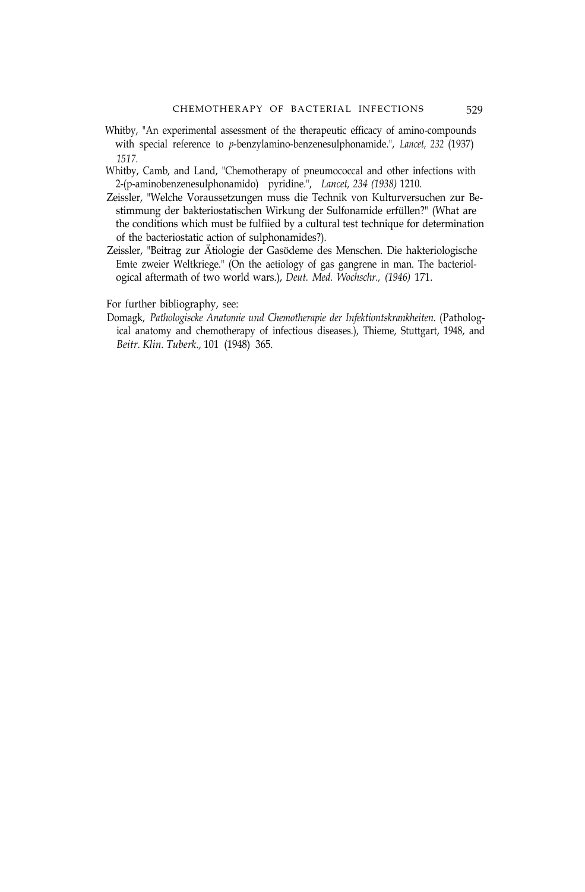Whitby, "An experimental assessment of the therapeutic efficacy of amino-compounds with special reference to *p*-benzylamino-benzenesulphonamide.", *Lancet, 232* (1937) *1517.*

Whitby, Camb, and Land, "Chemotherapy of pneumococcal and other infections with 2-(p-aminobenzenesulphonamido) pyridine.", *Lancet, 234 (1938)* 1210.

Zeissler, "Welche Voraussetzungen muss die Technik von Kulturversuchen zur Bestimmung der bakteriostatischen Wirkung der Sulfonamide erfüllen?" (What are the conditions which must be fulfiied by a cultural test technique for determination of the bacteriostatic action of sulphonamides?).

Zeissler, "Beitrag zur Ätiologie der Gasödeme des Menschen. Die hakteriologische Emte zweier Weltkriege." (On the aetiology of gas gangrene in man. The bacteriological aftermath of two world wars.), *Deut. Med. Wochschr., (1946)* 171.

For further bibliography, see:

Domagk, *Pathologiscke Anatomie und Chemotherapie der Infektiontskrankheiten.* (Pathological anatomy and chemotherapy of infectious diseases.), Thieme, Stuttgart, 1948, and *Beitr. Klin. Tuberk.,* 101 (1948) 365.